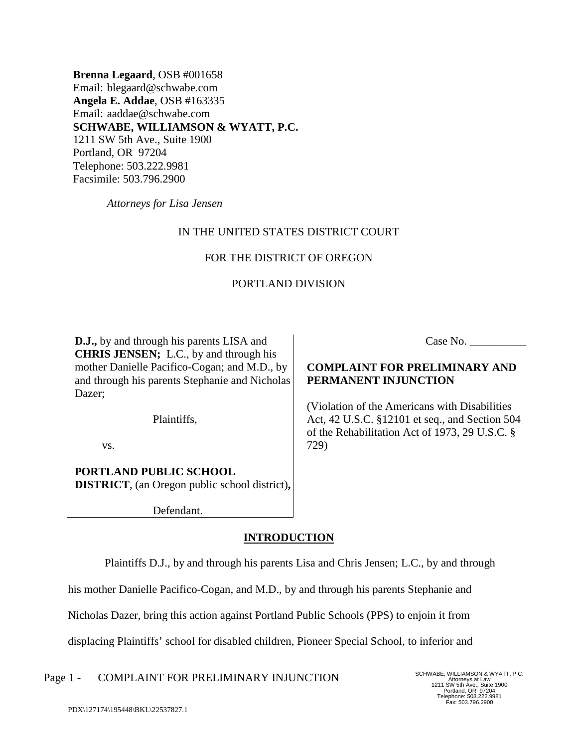**Brenna Legaard**, OSB #001658
Email: blegaard@schwabe.com
**Angela E. Addae**, OSB #163335
Email: aaddae@schwabe.com
**SCHWABE, WILLIAMSON & WYATT, P.C.**
1211 SW 5th Ave., Suite 1900
Portland, OR 97204
Telephone: 503.222.9981
Facsimile: 503.796.2900

*Attorneys for Lisa Jensen*

IN THE UNITED STATES DISTRICT COURT

FOR THE DISTRICT OF OREGON

PORTLAND DIVISION

**D.J.,** by and through his parents LISA and **CHRIS JENSEN;** L.C., by and through his mother Danielle Pacifico-Cogan; and M.D., by and through his parents Stephanie and Nicholas Dazer;

Plaintiffs,

vs.

**PORTLAND PUBLIC SCHOOL DISTRICT**, (an Oregon public school district)**,**

Defendant.

Case No. __________

**COMPLAINT FOR PRELIMINARY AND PERMANENT INJUNCTION**

(Violation of the Americans with Disabilities Act, 42 U.S.C. §12101 et seq., and Section 504 of the Rehabilitation Act of 1973, 29 U.S.C. § 729)

## INTRODUCTION

Plaintiffs D.J., by and through his parents Lisa and Chris Jensen; L.C., by and through his mother Danielle Pacifico-Cogan, and M.D., by and through his parents Stephanie and Nicholas Dazer, bring this action against Portland Public Schools (PPS) to enjoin it from displacing Plaintiffs' school for disabled children, Pioneer Special School, to inferior and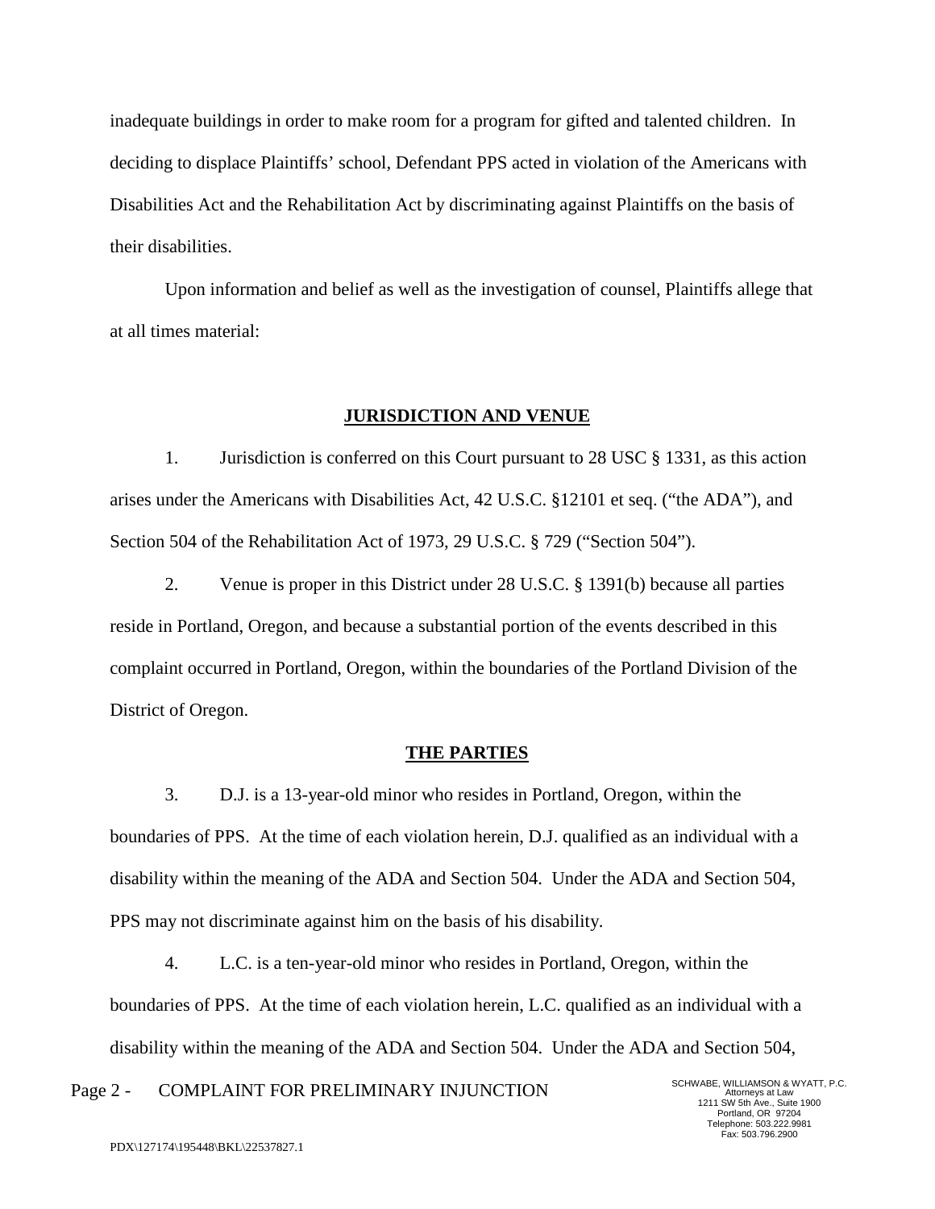inadequate buildings in order to make room for a program for gifted and talented children. In deciding to displace Plaintiffs' school, Defendant PPS acted in violation of the Americans with Disabilities Act and the Rehabilitation Act by discriminating against Plaintiffs on the basis of their disabilities.

Upon information and belief as well as the investigation of counsel, Plaintiffs allege that at all times material:

## JURISDICTION AND VENUE

1. Jurisdiction is conferred on this Court pursuant to 28 USC § 1331, as this action arises under the Americans with Disabilities Act, 42 U.S.C. §12101 et seq. ("the ADA"), and Section 504 of the Rehabilitation Act of 1973, 29 U.S.C. § 729 ("Section 504").

2. Venue is proper in this District under 28 U.S.C. § 1391(b) because all parties reside in Portland, Oregon, and because a substantial portion of the events described in this complaint occurred in Portland, Oregon, within the boundaries of the Portland Division of the District of Oregon.

## THE PARTIES

3. D.J. is a 13-year-old minor who resides in Portland, Oregon, within the boundaries of PPS. At the time of each violation herein, D.J. qualified as an individual with a disability within the meaning of the ADA and Section 504. Under the ADA and Section 504, PPS may not discriminate against him on the basis of his disability.

4. L.C. is a ten-year-old minor who resides in Portland, Oregon, within the boundaries of PPS. At the time of each violation herein, L.C. qualified as an individual with a disability within the meaning of the ADA and Section 504. Under the ADA and Section 504,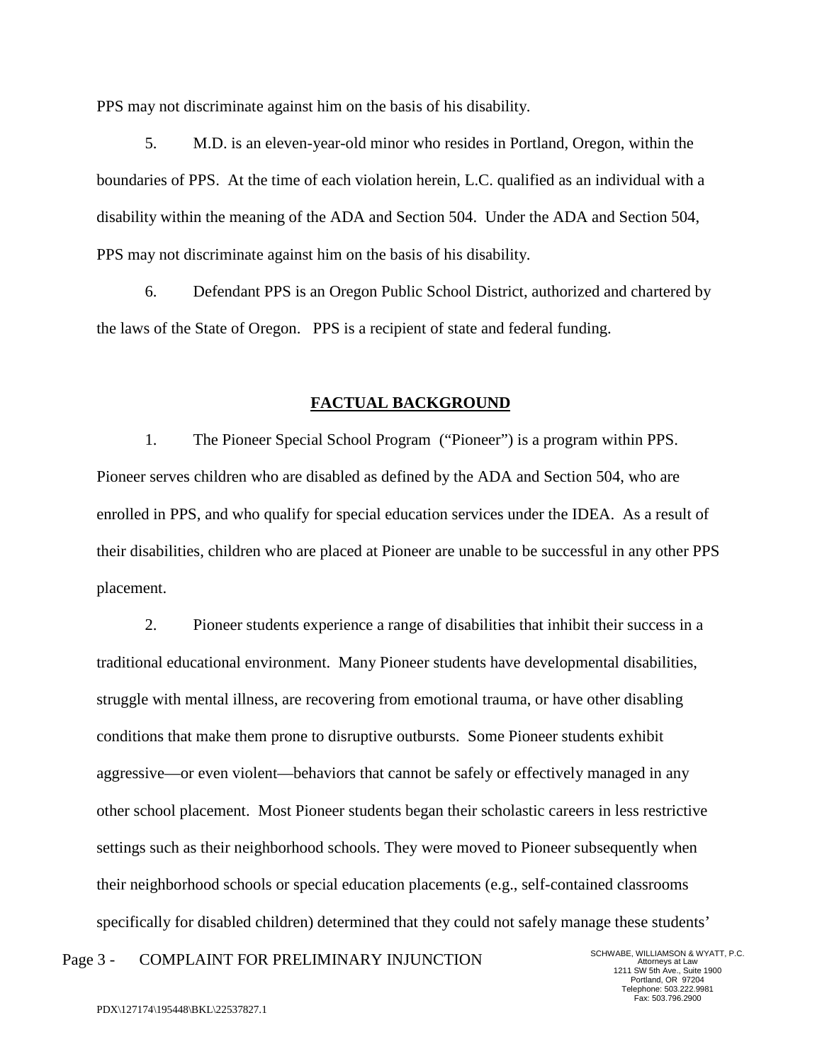PPS may not discriminate against him on the basis of his disability.

5. M.D. is an eleven-year-old minor who resides in Portland, Oregon, within the boundaries of PPS. At the time of each violation herein, L.C. qualified as an individual with a disability within the meaning of the ADA and Section 504. Under the ADA and Section 504, PPS may not discriminate against him on the basis of his disability.

6. Defendant PPS is an Oregon Public School District, authorized and chartered by the laws of the State of Oregon. PPS is a recipient of state and federal funding.

## FACTUAL BACKGROUND

1. The Pioneer Special School Program ("Pioneer") is a program within PPS. Pioneer serves children who are disabled as defined by the ADA and Section 504, who are enrolled in PPS, and who qualify for special education services under the IDEA. As a result of their disabilities, children who are placed at Pioneer are unable to be successful in any other PPS placement.

2. Pioneer students experience a range of disabilities that inhibit their success in a traditional educational environment. Many Pioneer students have developmental disabilities, struggle with mental illness, are recovering from emotional trauma, or have other disabling conditions that make them prone to disruptive outbursts. Some Pioneer students exhibit aggressive—or even violent—behaviors that cannot be safely or effectively managed in any other school placement. Most Pioneer students began their scholastic careers in less restrictive settings such as their neighborhood schools. They were moved to Pioneer subsequently when their neighborhood schools or special education placements (e.g., self-contained classrooms specifically for disabled children) determined that they could not safely manage these students'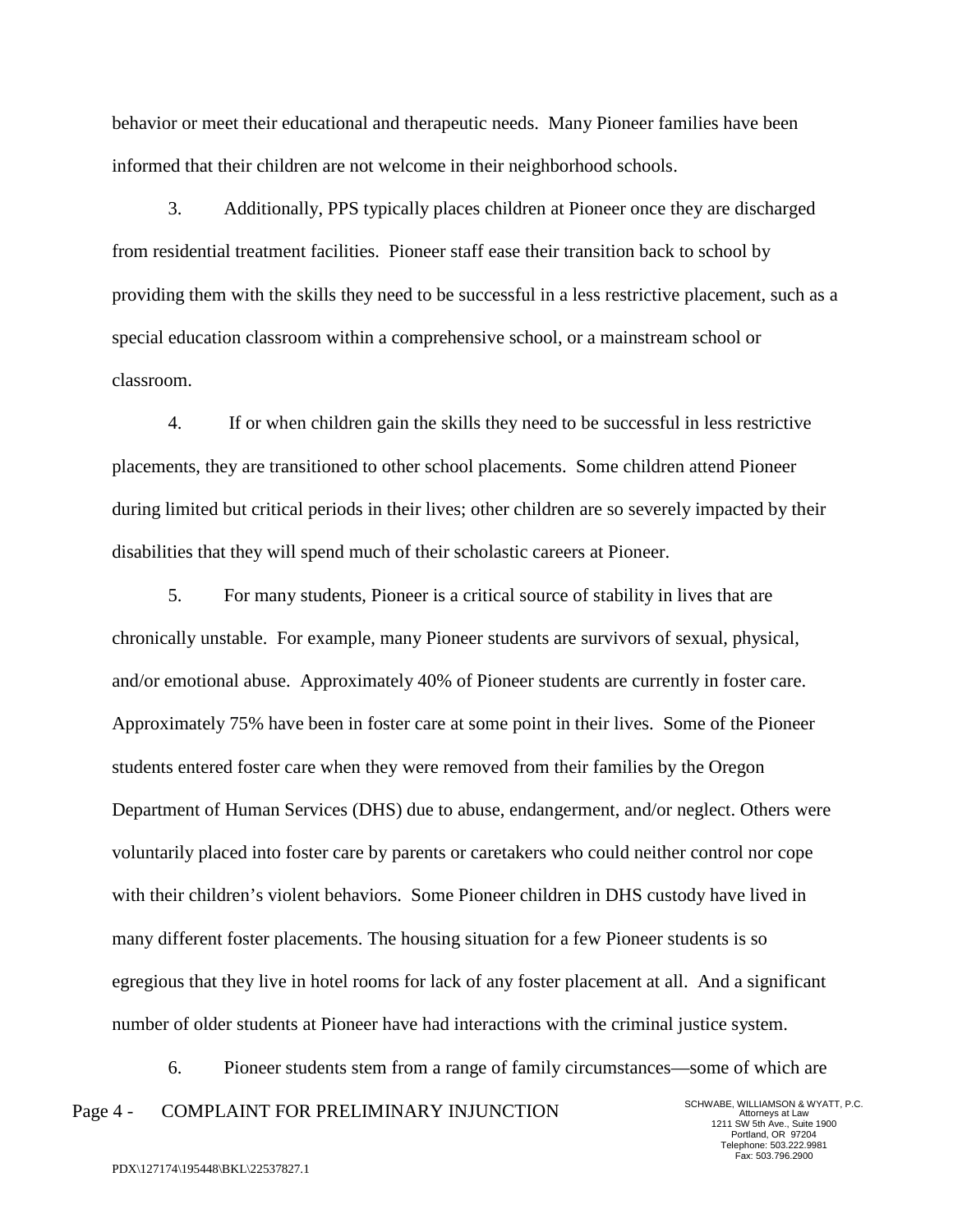behavior or meet their educational and therapeutic needs. Many Pioneer families have been informed that their children are not welcome in their neighborhood schools.

3. Additionally, PPS typically places children at Pioneer once they are discharged from residential treatment facilities. Pioneer staff ease their transition back to school by providing them with the skills they need to be successful in a less restrictive placement, such as a special education classroom within a comprehensive school, or a mainstream school or classroom.

4. If or when children gain the skills they need to be successful in less restrictive placements, they are transitioned to other school placements. Some children attend Pioneer during limited but critical periods in their lives; other children are so severely impacted by their disabilities that they will spend much of their scholastic careers at Pioneer.

5. For many students, Pioneer is a critical source of stability in lives that are chronically unstable. For example, many Pioneer students are survivors of sexual, physical, and/or emotional abuse. Approximately 40% of Pioneer students are currently in foster care. Approximately 75% have been in foster care at some point in their lives. Some of the Pioneer students entered foster care when they were removed from their families by the Oregon Department of Human Services (DHS) due to abuse, endangerment, and/or neglect. Others were voluntarily placed into foster care by parents or caretakers who could neither control nor cope with their children's violent behaviors. Some Pioneer children in DHS custody have lived in many different foster placements. The housing situation for a few Pioneer students is so egregious that they live in hotel rooms for lack of any foster placement at all. And a significant number of older students at Pioneer have had interactions with the criminal justice system.

6. Pioneer students stem from a range of family circumstances—some of which are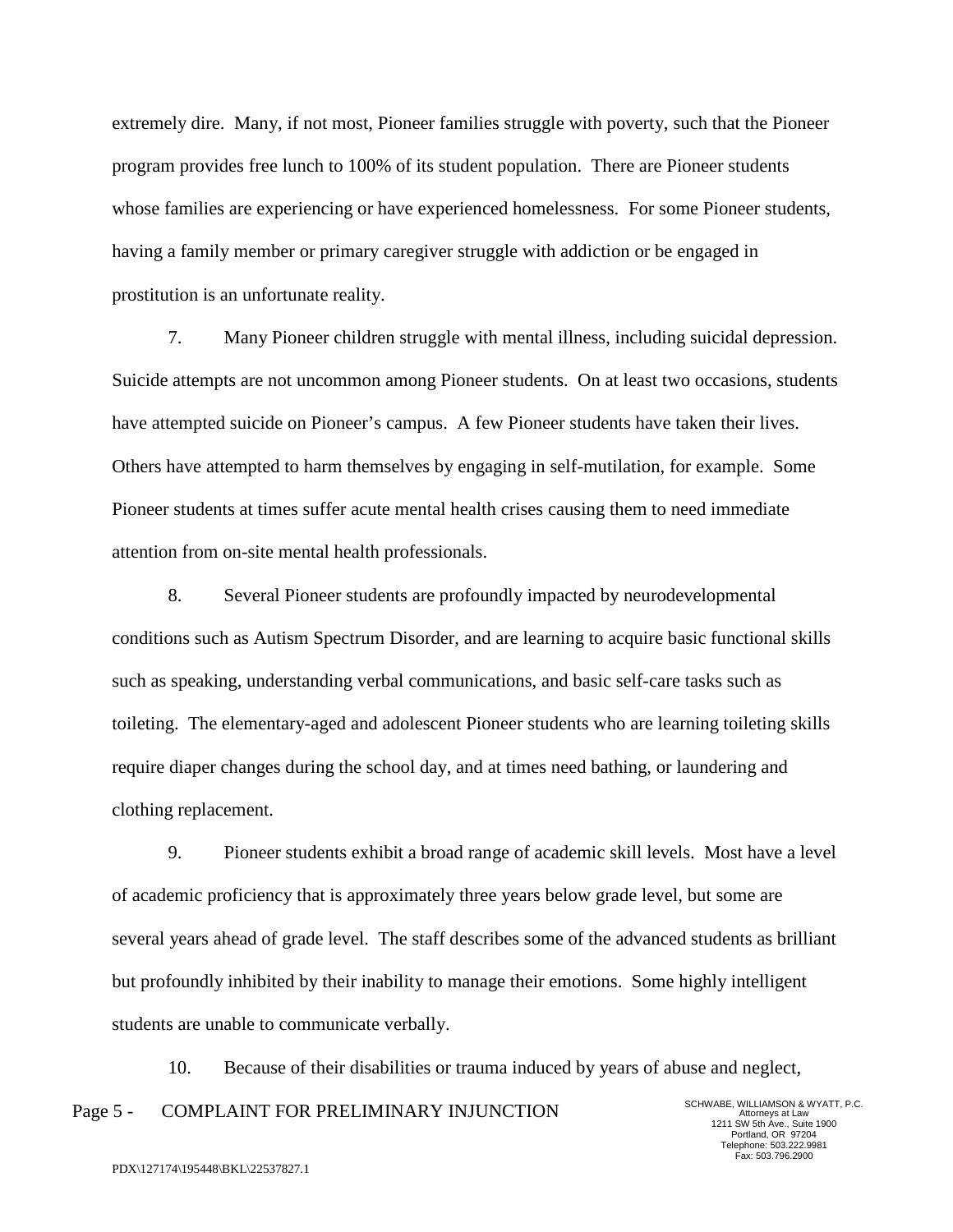extremely dire. Many, if not most, Pioneer families struggle with poverty, such that the Pioneer program provides free lunch to 100% of its student population. There are Pioneer students whose families are experiencing or have experienced homelessness. For some Pioneer students, having a family member or primary caregiver struggle with addiction or be engaged in prostitution is an unfortunate reality.

7. Many Pioneer children struggle with mental illness, including suicidal depression. Suicide attempts are not uncommon among Pioneer students. On at least two occasions, students have attempted suicide on Pioneer's campus. A few Pioneer students have taken their lives. Others have attempted to harm themselves by engaging in self-mutilation, for example. Some Pioneer students at times suffer acute mental health crises causing them to need immediate attention from on-site mental health professionals.

8. Several Pioneer students are profoundly impacted by neurodevelopmental conditions such as Autism Spectrum Disorder, and are learning to acquire basic functional skills such as speaking, understanding verbal communications, and basic self-care tasks such as toileting. The elementary-aged and adolescent Pioneer students who are learning toileting skills require diaper changes during the school day, and at times need bathing, or laundering and clothing replacement.

9. Pioneer students exhibit a broad range of academic skill levels. Most have a level of academic proficiency that is approximately three years below grade level, but some are several years ahead of grade level. The staff describes some of the advanced students as brilliant but profoundly inhibited by their inability to manage their emotions. Some highly intelligent students are unable to communicate verbally.

10. Because of their disabilities or trauma induced by years of abuse and neglect,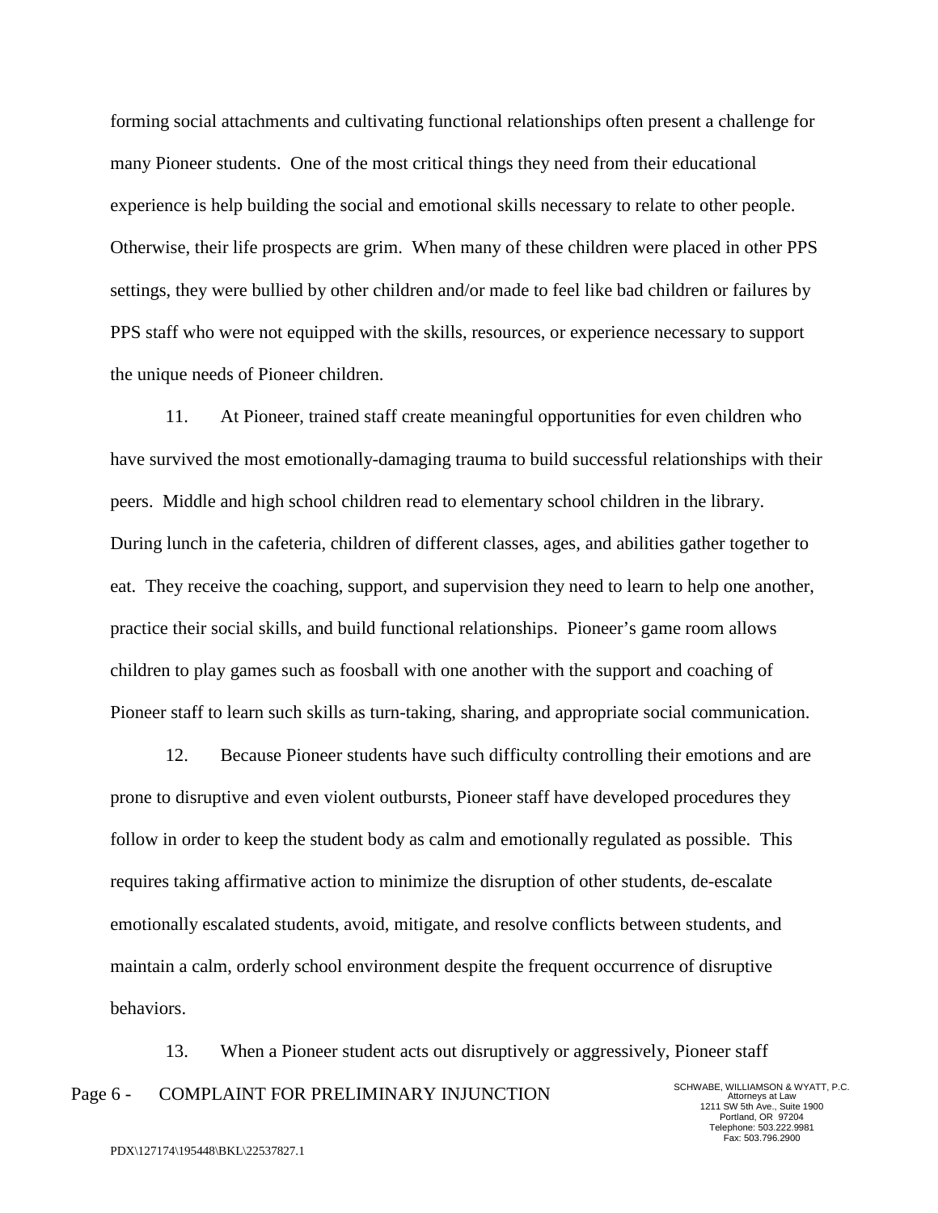forming social attachments and cultivating functional relationships often present a challenge for many Pioneer students. One of the most critical things they need from their educational experience is help building the social and emotional skills necessary to relate to other people. Otherwise, their life prospects are grim. When many of these children were placed in other PPS settings, they were bullied by other children and/or made to feel like bad children or failures by PPS staff who were not equipped with the skills, resources, or experience necessary to support the unique needs of Pioneer children.

11. At Pioneer, trained staff create meaningful opportunities for even children who have survived the most emotionally-damaging trauma to build successful relationships with their peers. Middle and high school children read to elementary school children in the library. During lunch in the cafeteria, children of different classes, ages, and abilities gather together to eat. They receive the coaching, support, and supervision they need to learn to help one another, practice their social skills, and build functional relationships. Pioneer's game room allows children to play games such as foosball with one another with the support and coaching of Pioneer staff to learn such skills as turn-taking, sharing, and appropriate social communication.

12. Because Pioneer students have such difficulty controlling their emotions and are prone to disruptive and even violent outbursts, Pioneer staff have developed procedures they follow in order to keep the student body as calm and emotionally regulated as possible. This requires taking affirmative action to minimize the disruption of other students, de-escalate emotionally escalated students, avoid, mitigate, and resolve conflicts between students, and maintain a calm, orderly school environment despite the frequent occurrence of disruptive behaviors.

13. When a Pioneer student acts out disruptively or aggressively, Pioneer staff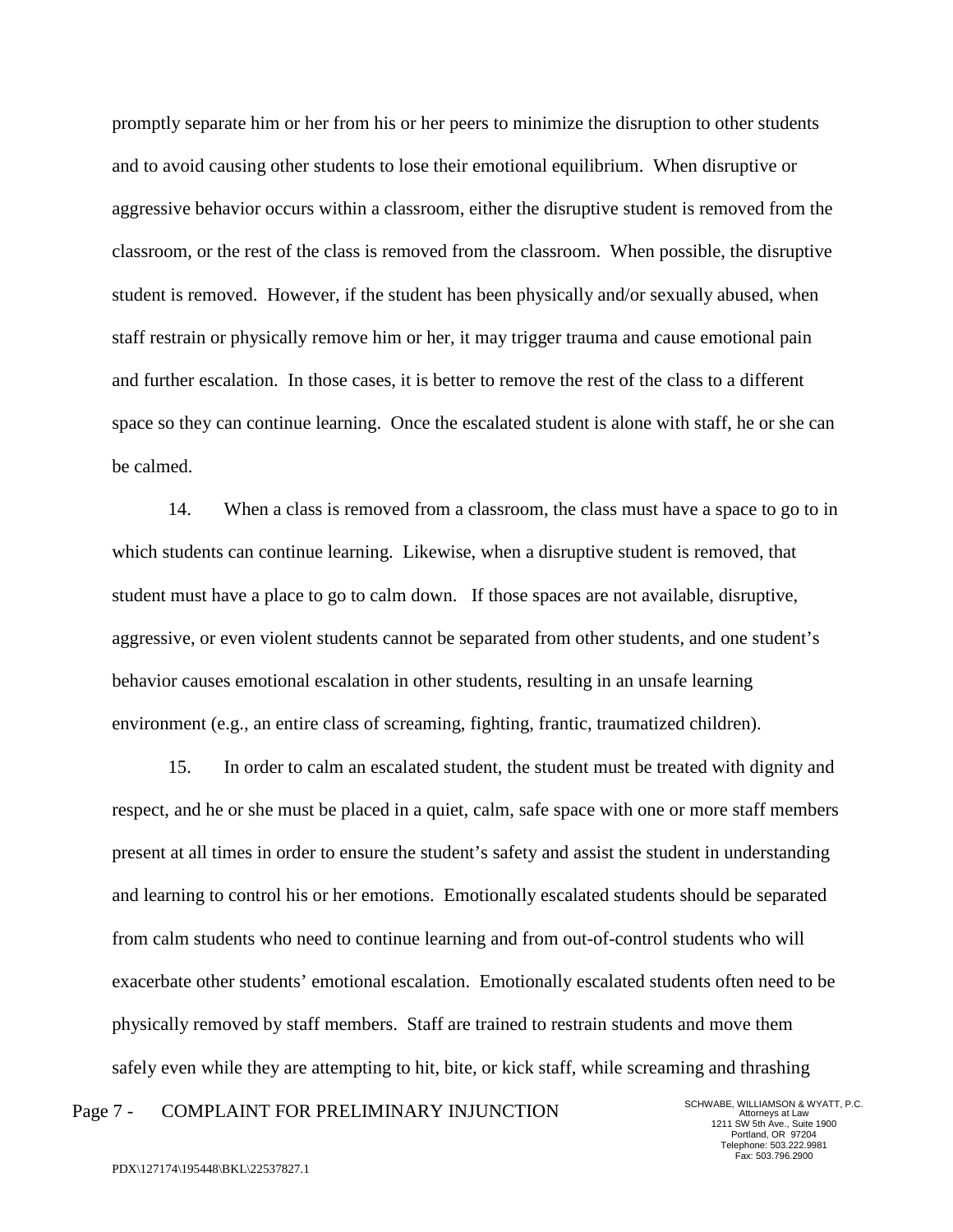promptly separate him or her from his or her peers to minimize the disruption to other students and to avoid causing other students to lose their emotional equilibrium. When disruptive or aggressive behavior occurs within a classroom, either the disruptive student is removed from the classroom, or the rest of the class is removed from the classroom. When possible, the disruptive student is removed. However, if the student has been physically and/or sexually abused, when staff restrain or physically remove him or her, it may trigger trauma and cause emotional pain and further escalation. In those cases, it is better to remove the rest of the class to a different space so they can continue learning. Once the escalated student is alone with staff, he or she can be calmed.

14. When a class is removed from a classroom, the class must have a space to go to in which students can continue learning. Likewise, when a disruptive student is removed, that student must have a place to go to calm down. If those spaces are not available, disruptive, aggressive, or even violent students cannot be separated from other students, and one student's behavior causes emotional escalation in other students, resulting in an unsafe learning environment (e.g., an entire class of screaming, fighting, frantic, traumatized children).

15. In order to calm an escalated student, the student must be treated with dignity and respect, and he or she must be placed in a quiet, calm, safe space with one or more staff members present at all times in order to ensure the student's safety and assist the student in understanding and learning to control his or her emotions. Emotionally escalated students should be separated from calm students who need to continue learning and from out-of-control students who will exacerbate other students' emotional escalation. Emotionally escalated students often need to be physically removed by staff members. Staff are trained to restrain students and move them safely even while they are attempting to hit, bite, or kick staff, while screaming and thrashing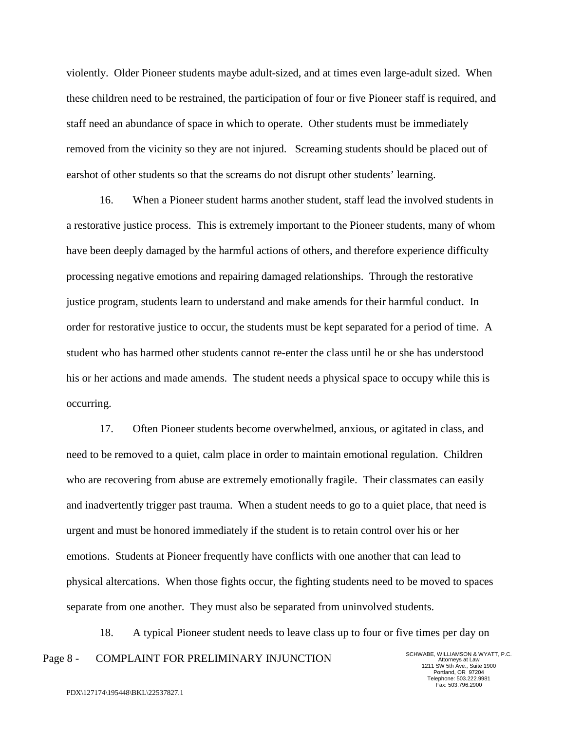violently. Older Pioneer students maybe adult-sized, and at times even large-adult sized. When these children need to be restrained, the participation of four or five Pioneer staff is required, and staff need an abundance of space in which to operate. Other students must be immediately removed from the vicinity so they are not injured. Screaming students should be placed out of earshot of other students so that the screams do not disrupt other students' learning.

16. When a Pioneer student harms another student, staff lead the involved students in a restorative justice process. This is extremely important to the Pioneer students, many of whom have been deeply damaged by the harmful actions of others, and therefore experience difficulty processing negative emotions and repairing damaged relationships. Through the restorative justice program, students learn to understand and make amends for their harmful conduct. In order for restorative justice to occur, the students must be kept separated for a period of time. A student who has harmed other students cannot re-enter the class until he or she has understood his or her actions and made amends. The student needs a physical space to occupy while this is occurring.

17. Often Pioneer students become overwhelmed, anxious, or agitated in class, and need to be removed to a quiet, calm place in order to maintain emotional regulation. Children who are recovering from abuse are extremely emotionally fragile. Their classmates can easily and inadvertently trigger past trauma. When a student needs to go to a quiet place, that need is urgent and must be honored immediately if the student is to retain control over his or her emotions. Students at Pioneer frequently have conflicts with one another that can lead to physical altercations. When those fights occur, the fighting students need to be moved to spaces separate from one another. They must also be separated from uninvolved students.

18. A typical Pioneer student needs to leave class up to four or five times per day on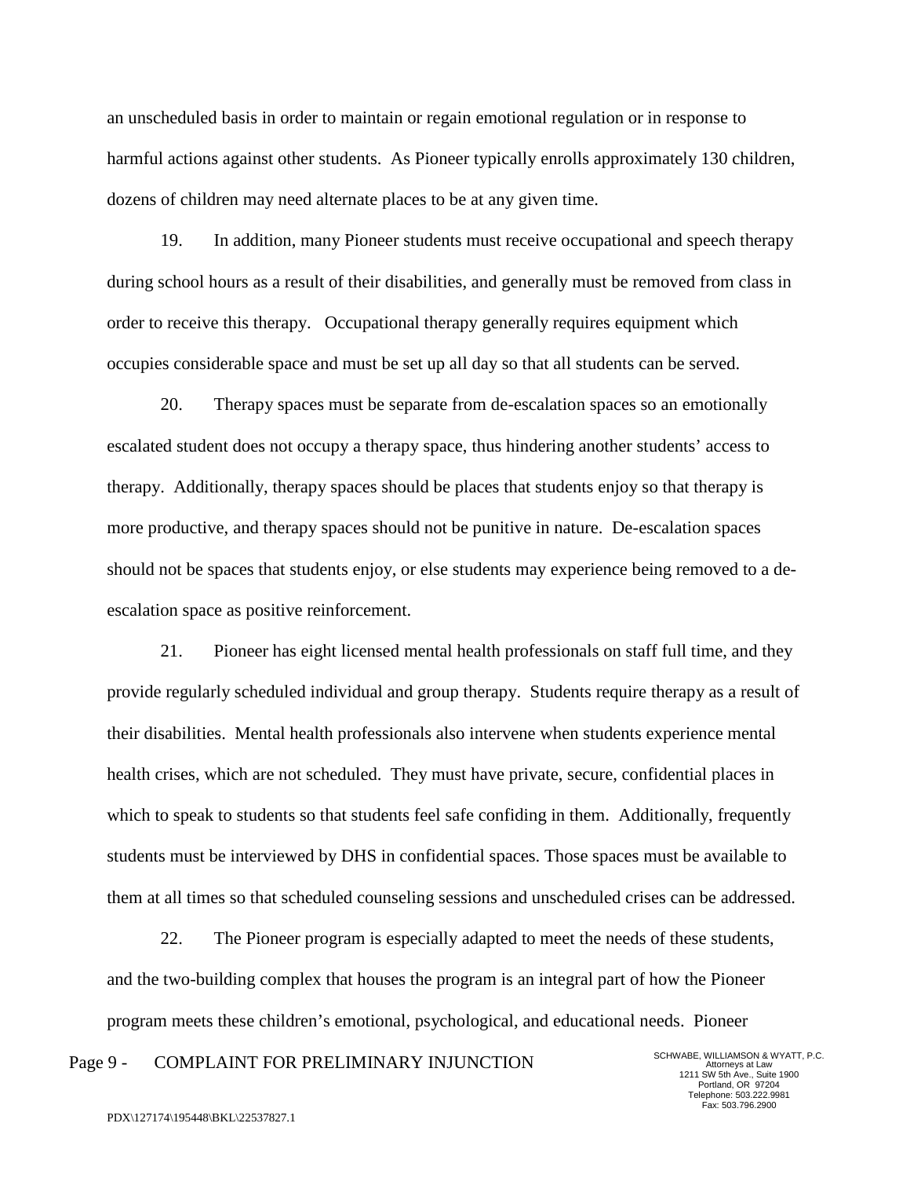an unscheduled basis in order to maintain or regain emotional regulation or in response to harmful actions against other students. As Pioneer typically enrolls approximately 130 children, dozens of children may need alternate places to be at any given time.

19. In addition, many Pioneer students must receive occupational and speech therapy during school hours as a result of their disabilities, and generally must be removed from class in order to receive this therapy. Occupational therapy generally requires equipment which occupies considerable space and must be set up all day so that all students can be served.

20. Therapy spaces must be separate from de-escalation spaces so an emotionally escalated student does not occupy a therapy space, thus hindering another students' access to therapy. Additionally, therapy spaces should be places that students enjoy so that therapy is more productive, and therapy spaces should not be punitive in nature. De-escalation spaces should not be spaces that students enjoy, or else students may experience being removed to a de-escalation space as positive reinforcement.

21. Pioneer has eight licensed mental health professionals on staff full time, and they provide regularly scheduled individual and group therapy. Students require therapy as a result of their disabilities. Mental health professionals also intervene when students experience mental health crises, which are not scheduled. They must have private, secure, confidential places in which to speak to students so that students feel safe confiding in them. Additionally, frequently students must be interviewed by DHS in confidential spaces. Those spaces must be available to them at all times so that scheduled counseling sessions and unscheduled crises can be addressed.

22. The Pioneer program is especially adapted to meet the needs of these students, and the two-building complex that houses the program is an integral part of how the Pioneer program meets these children's emotional, psychological, and educational needs. Pioneer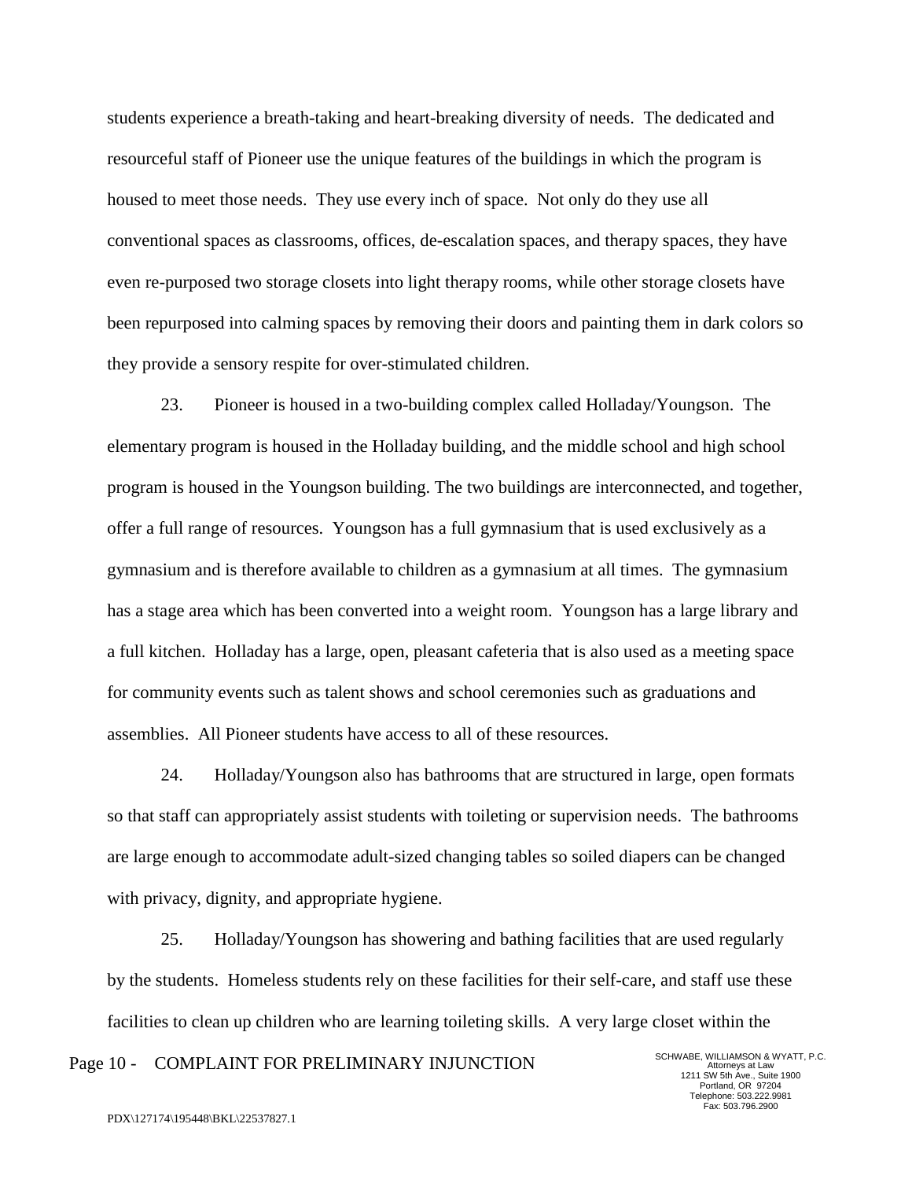students experience a breath-taking and heart-breaking diversity of needs. The dedicated and resourceful staff of Pioneer use the unique features of the buildings in which the program is housed to meet those needs. They use every inch of space. Not only do they use all conventional spaces as classrooms, offices, de-escalation spaces, and therapy spaces, they have even re-purposed two storage closets into light therapy rooms, while other storage closets have been repurposed into calming spaces by removing their doors and painting them in dark colors so they provide a sensory respite for over-stimulated children.

23. Pioneer is housed in a two-building complex called Holladay/Youngson. The elementary program is housed in the Holladay building, and the middle school and high school program is housed in the Youngson building. The two buildings are interconnected, and together, offer a full range of resources. Youngson has a full gymnasium that is used exclusively as a gymnasium and is therefore available to children as a gymnasium at all times. The gymnasium has a stage area which has been converted into a weight room. Youngson has a large library and a full kitchen. Holladay has a large, open, pleasant cafeteria that is also used as a meeting space for community events such as talent shows and school ceremonies such as graduations and assemblies. All Pioneer students have access to all of these resources.

24. Holladay/Youngson also has bathrooms that are structured in large, open formats so that staff can appropriately assist students with toileting or supervision needs. The bathrooms are large enough to accommodate adult-sized changing tables so soiled diapers can be changed with privacy, dignity, and appropriate hygiene.

25. Holladay/Youngson has showering and bathing facilities that are used regularly by the students. Homeless students rely on these facilities for their self-care, and staff use these facilities to clean up children who are learning toileting skills. A very large closet within the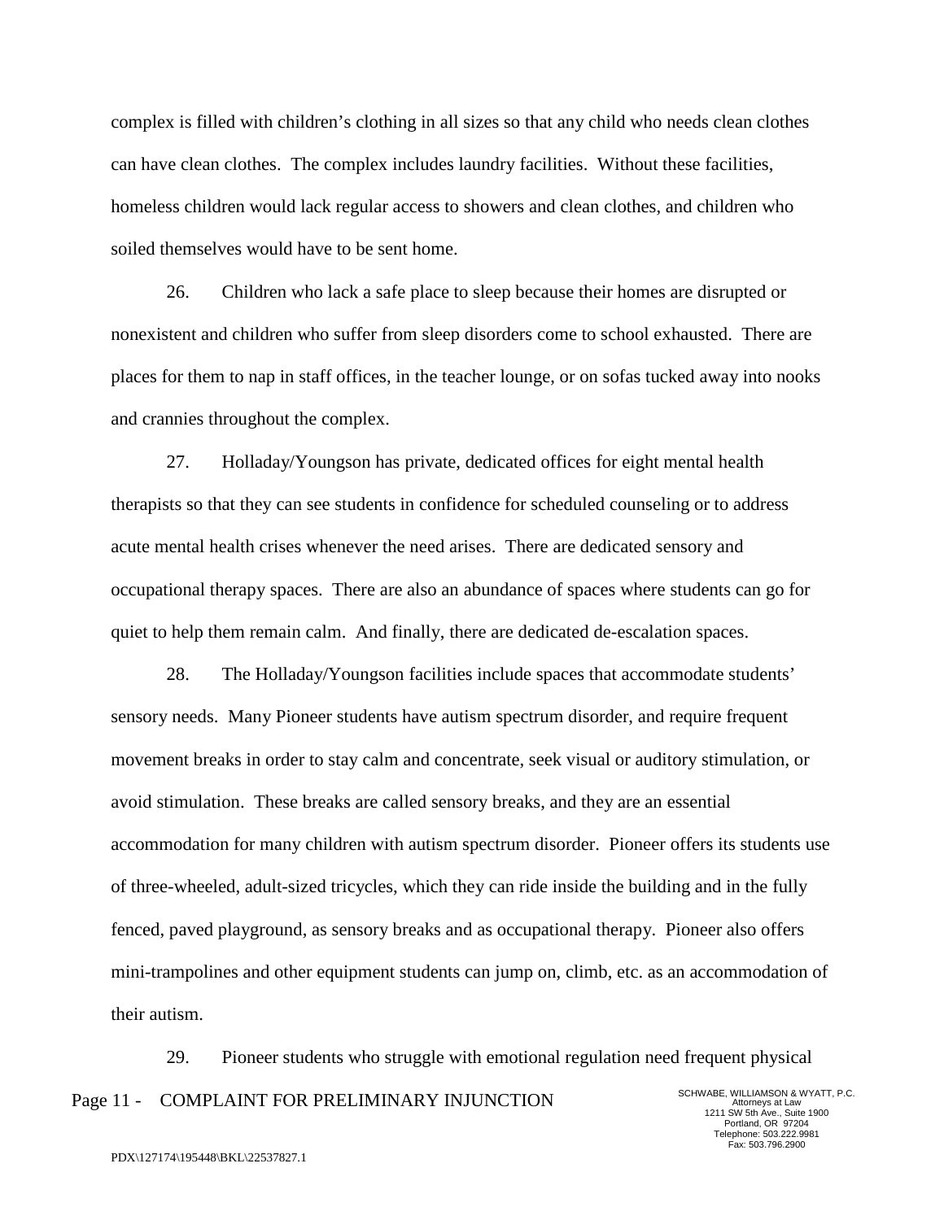complex is filled with children's clothing in all sizes so that any child who needs clean clothes can have clean clothes. The complex includes laundry facilities. Without these facilities, homeless children would lack regular access to showers and clean clothes, and children who soiled themselves would have to be sent home.

26. Children who lack a safe place to sleep because their homes are disrupted or nonexistent and children who suffer from sleep disorders come to school exhausted. There are places for them to nap in staff offices, in the teacher lounge, or on sofas tucked away into nooks and crannies throughout the complex.

27. Holladay/Youngson has private, dedicated offices for eight mental health therapists so that they can see students in confidence for scheduled counseling or to address acute mental health crises whenever the need arises. There are dedicated sensory and occupational therapy spaces. There are also an abundance of spaces where students can go for quiet to help them remain calm. And finally, there are dedicated de-escalation spaces.

28. The Holladay/Youngson facilities include spaces that accommodate students' sensory needs. Many Pioneer students have autism spectrum disorder, and require frequent movement breaks in order to stay calm and concentrate, seek visual or auditory stimulation, or avoid stimulation. These breaks are called sensory breaks, and they are an essential accommodation for many children with autism spectrum disorder. Pioneer offers its students use of three-wheeled, adult-sized tricycles, which they can ride inside the building and in the fully fenced, paved playground, as sensory breaks and as occupational therapy. Pioneer also offers mini-trampolines and other equipment students can jump on, climb, etc. as an accommodation of their autism.

29. Pioneer students who struggle with emotional regulation need frequent physical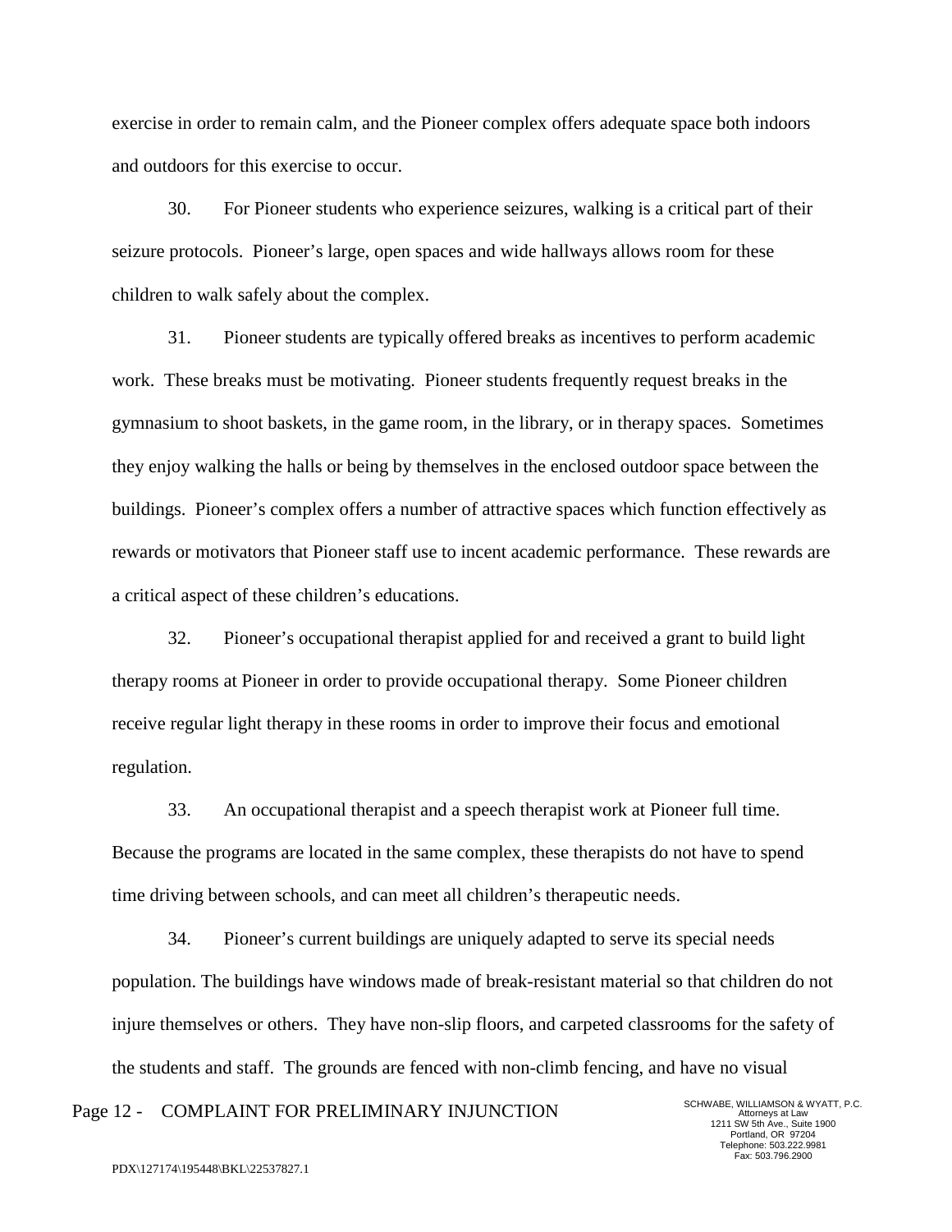exercise in order to remain calm, and the Pioneer complex offers adequate space both indoors and outdoors for this exercise to occur.

30. For Pioneer students who experience seizures, walking is a critical part of their seizure protocols. Pioneer's large, open spaces and wide hallways allows room for these children to walk safely about the complex.

31. Pioneer students are typically offered breaks as incentives to perform academic work. These breaks must be motivating. Pioneer students frequently request breaks in the gymnasium to shoot baskets, in the game room, in the library, or in therapy spaces. Sometimes they enjoy walking the halls or being by themselves in the enclosed outdoor space between the buildings. Pioneer's complex offers a number of attractive spaces which function effectively as rewards or motivators that Pioneer staff use to incent academic performance. These rewards are a critical aspect of these children's educations.

32. Pioneer's occupational therapist applied for and received a grant to build light therapy rooms at Pioneer in order to provide occupational therapy. Some Pioneer children receive regular light therapy in these rooms in order to improve their focus and emotional regulation.

33. An occupational therapist and a speech therapist work at Pioneer full time. Because the programs are located in the same complex, these therapists do not have to spend time driving between schools, and can meet all children's therapeutic needs.

34. Pioneer's current buildings are uniquely adapted to serve its special needs population. The buildings have windows made of break-resistant material so that children do not injure themselves or others. They have non-slip floors, and carpeted classrooms for the safety of the students and staff. The grounds are fenced with non-climb fencing, and have no visual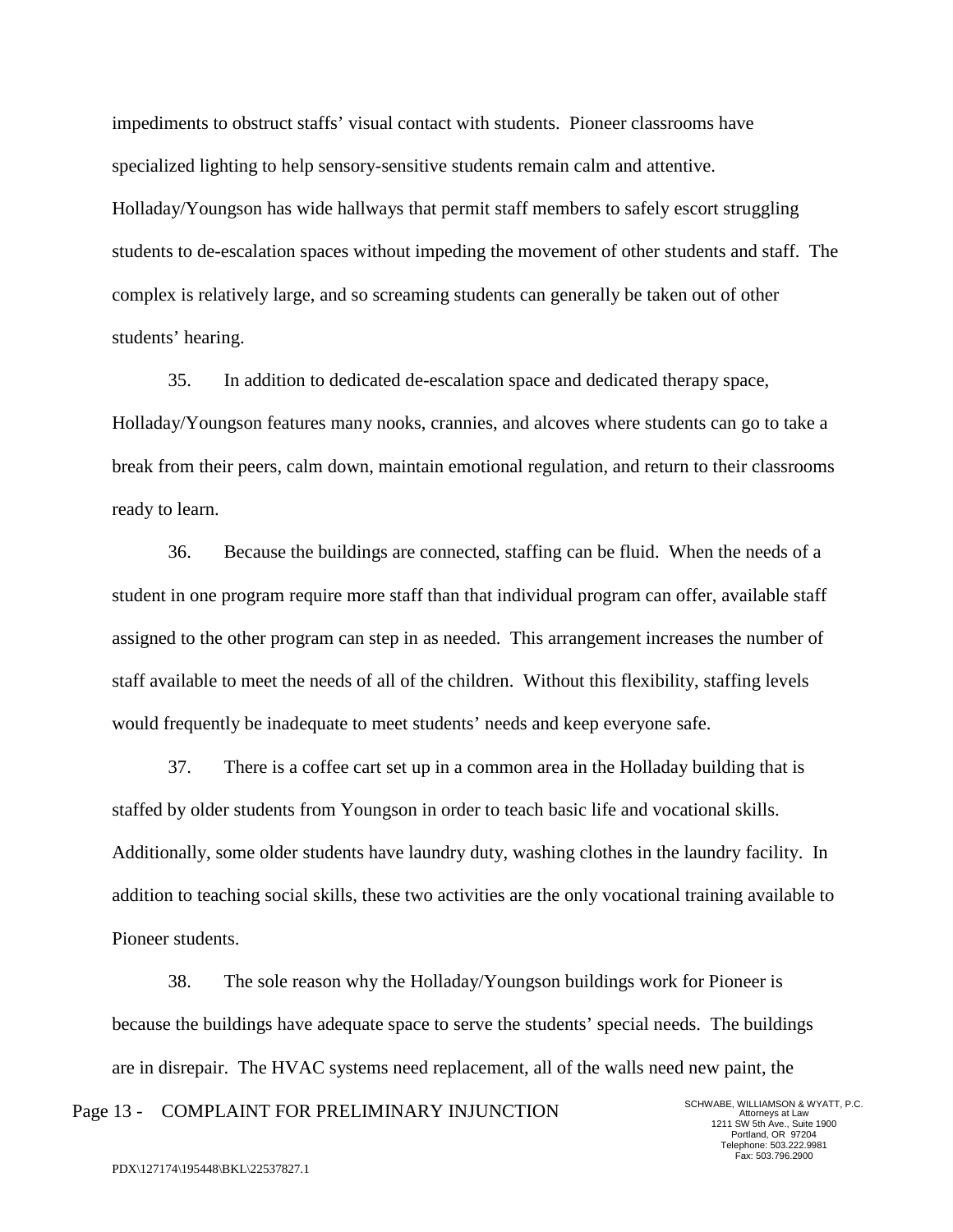impediments to obstruct staffs' visual contact with students. Pioneer classrooms have specialized lighting to help sensory-sensitive students remain calm and attentive. Holladay/Youngson has wide hallways that permit staff members to safely escort struggling students to de-escalation spaces without impeding the movement of other students and staff. The complex is relatively large, and so screaming students can generally be taken out of other students' hearing.

35. In addition to dedicated de-escalation space and dedicated therapy space, Holladay/Youngson features many nooks, crannies, and alcoves where students can go to take a break from their peers, calm down, maintain emotional regulation, and return to their classrooms ready to learn.

36. Because the buildings are connected, staffing can be fluid. When the needs of a student in one program require more staff than that individual program can offer, available staff assigned to the other program can step in as needed. This arrangement increases the number of staff available to meet the needs of all of the children. Without this flexibility, staffing levels would frequently be inadequate to meet students' needs and keep everyone safe.

37. There is a coffee cart set up in a common area in the Holladay building that is staffed by older students from Youngson in order to teach basic life and vocational skills. Additionally, some older students have laundry duty, washing clothes in the laundry facility. In addition to teaching social skills, these two activities are the only vocational training available to Pioneer students.

38. The sole reason why the Holladay/Youngson buildings work for Pioneer is because the buildings have adequate space to serve the students' special needs. The buildings are in disrepair. The HVAC systems need replacement, all of the walls need new paint, the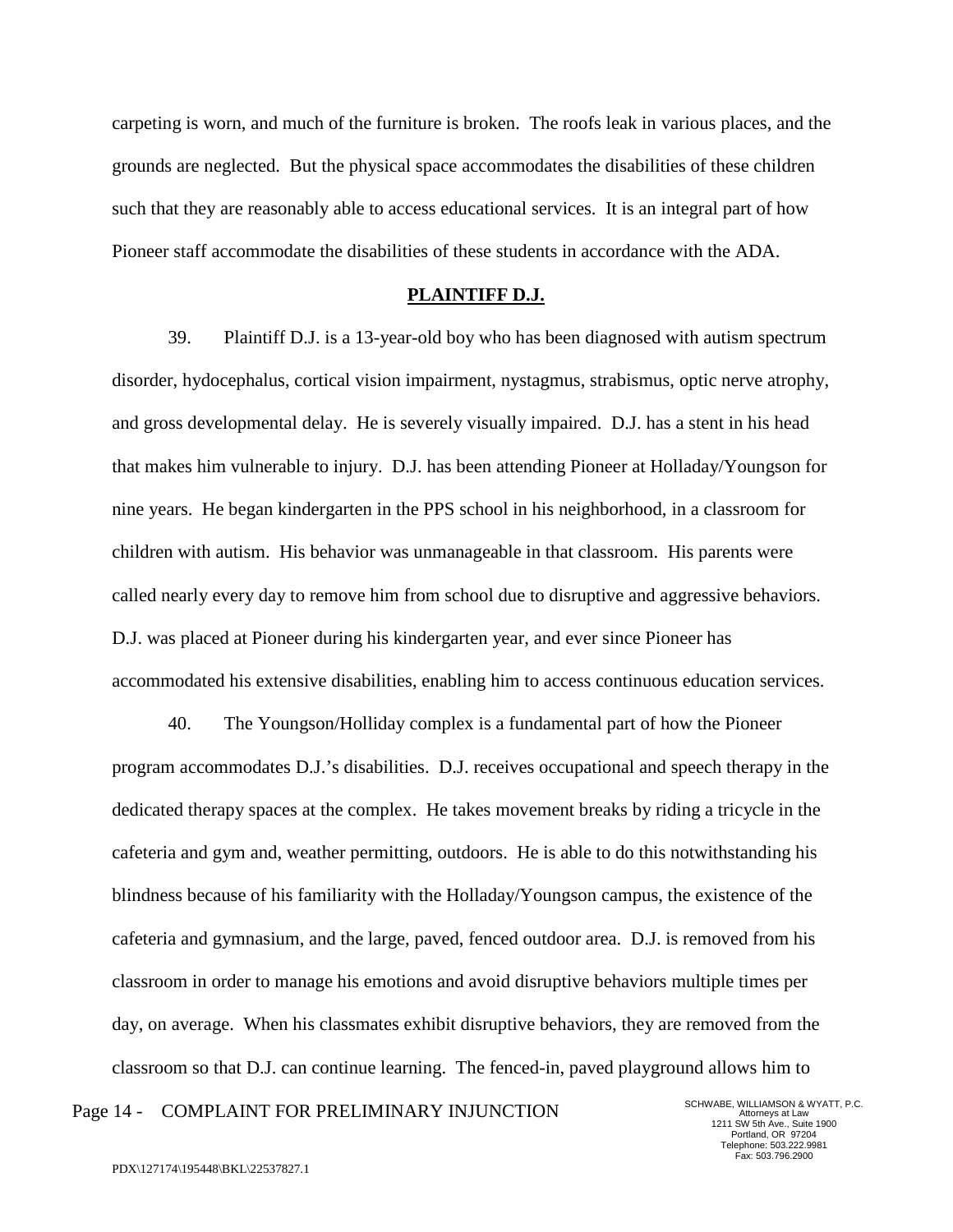carpeting is worn, and much of the furniture is broken. The roofs leak in various places, and the grounds are neglected. But the physical space accommodates the disabilities of these children such that they are reasonably able to access educational services. It is an integral part of how Pioneer staff accommodate the disabilities of these students in accordance with the ADA.

## PLAINTIFF D.J.

39. Plaintiff D.J. is a 13-year-old boy who has been diagnosed with autism spectrum disorder, hydocephalus, cortical vision impairment, nystagmus, strabismus, optic nerve atrophy, and gross developmental delay. He is severely visually impaired. D.J. has a stent in his head that makes him vulnerable to injury. D.J. has been attending Pioneer at Holladay/Youngson for nine years. He began kindergarten in the PPS school in his neighborhood, in a classroom for children with autism. His behavior was unmanageable in that classroom. His parents were called nearly every day to remove him from school due to disruptive and aggressive behaviors. D.J. was placed at Pioneer during his kindergarten year, and ever since Pioneer has accommodated his extensive disabilities, enabling him to access continuous education services.

40. The Youngson/Holliday complex is a fundamental part of how the Pioneer program accommodates D.J.'s disabilities. D.J. receives occupational and speech therapy in the dedicated therapy spaces at the complex. He takes movement breaks by riding a tricycle in the cafeteria and gym and, weather permitting, outdoors. He is able to do this notwithstanding his blindness because of his familiarity with the Holladay/Youngson campus, the existence of the cafeteria and gymnasium, and the large, paved, fenced outdoor area. D.J. is removed from his classroom in order to manage his emotions and avoid disruptive behaviors multiple times per day, on average. When his classmates exhibit disruptive behaviors, they are removed from the classroom so that D.J. can continue learning. The fenced-in, paved playground allows him to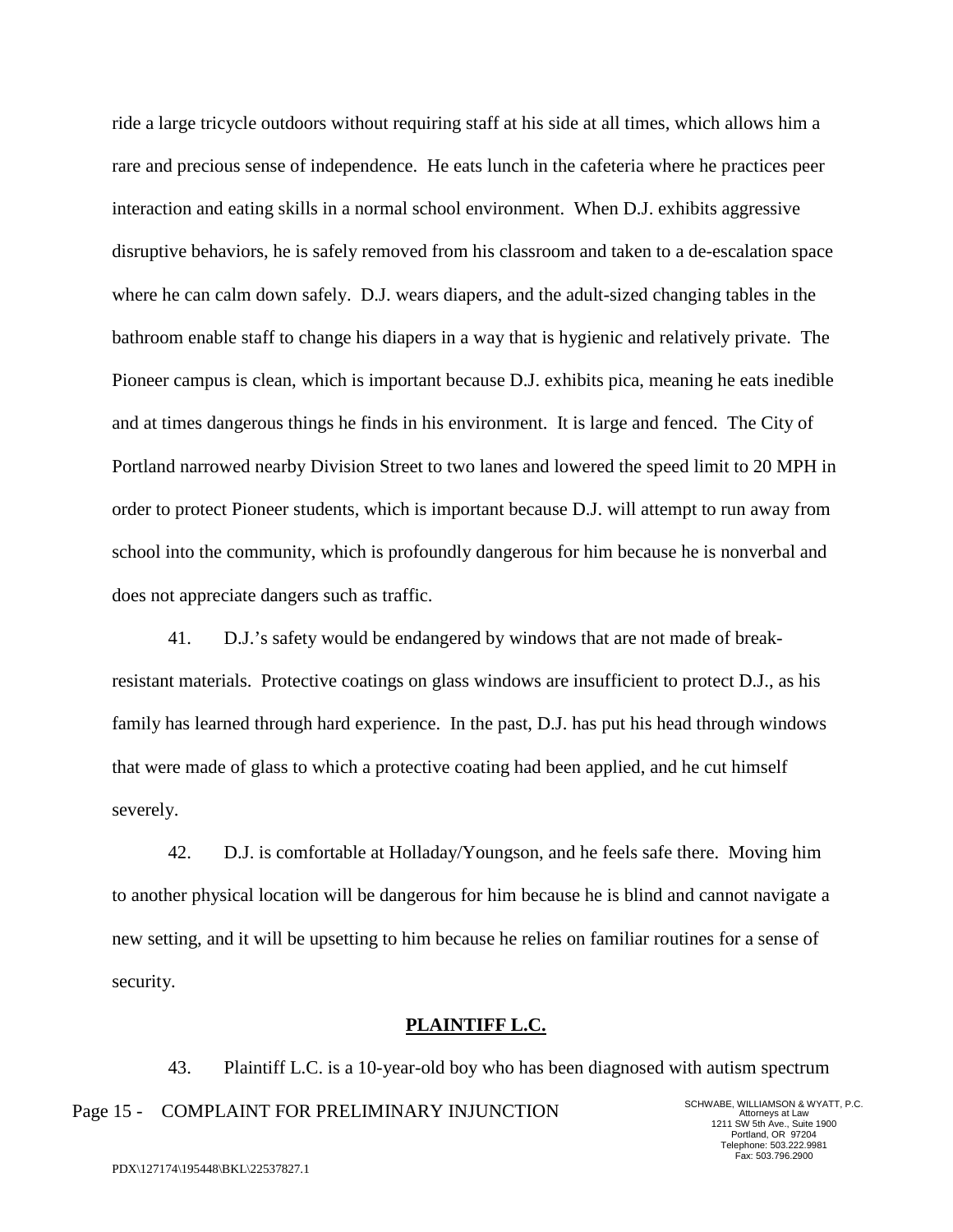ride a large tricycle outdoors without requiring staff at his side at all times, which allows him a rare and precious sense of independence. He eats lunch in the cafeteria where he practices peer interaction and eating skills in a normal school environment. When D.J. exhibits aggressive disruptive behaviors, he is safely removed from his classroom and taken to a de-escalation space where he can calm down safely. D.J. wears diapers, and the adult-sized changing tables in the bathroom enable staff to change his diapers in a way that is hygienic and relatively private. The Pioneer campus is clean, which is important because D.J. exhibits pica, meaning he eats inedible and at times dangerous things he finds in his environment. It is large and fenced. The City of Portland narrowed nearby Division Street to two lanes and lowered the speed limit to 20 MPH in order to protect Pioneer students, which is important because D.J. will attempt to run away from school into the community, which is profoundly dangerous for him because he is nonverbal and does not appreciate dangers such as traffic.

41. D.J.'s safety would be endangered by windows that are not made of break-resistant materials. Protective coatings on glass windows are insufficient to protect D.J., as his family has learned through hard experience. In the past, D.J. has put his head through windows that were made of glass to which a protective coating had been applied, and he cut himself severely.

42. D.J. is comfortable at Holladay/Youngson, and he feels safe there. Moving him to another physical location will be dangerous for him because he is blind and cannot navigate a new setting, and it will be upsetting to him because he relies on familiar routines for a sense of security.

**PLAINTIFF L.C.**

43. Plaintiff L.C. is a 10-year-old boy who has been diagnosed with autism spectrum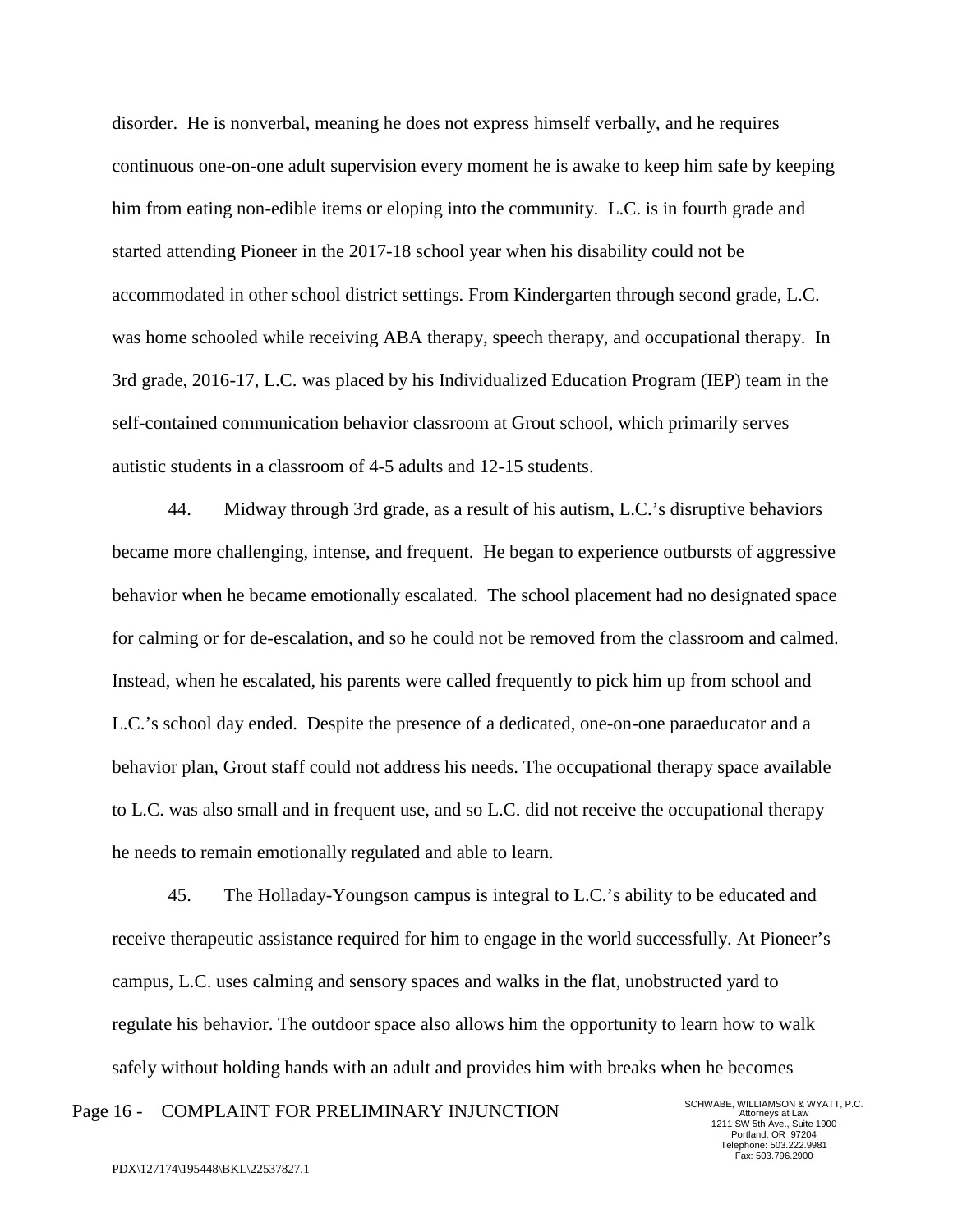disorder. He is nonverbal, meaning he does not express himself verbally, and he requires continuous one-on-one adult supervision every moment he is awake to keep him safe by keeping him from eating non-edible items or eloping into the community. L.C. is in fourth grade and started attending Pioneer in the 2017-18 school year when his disability could not be accommodated in other school district settings. From Kindergarten through second grade, L.C. was home schooled while receiving ABA therapy, speech therapy, and occupational therapy. In 3rd grade, 2016-17, L.C. was placed by his Individualized Education Program (IEP) team in the self-contained communication behavior classroom at Grout school, which primarily serves autistic students in a classroom of 4-5 adults and 12-15 students.

44. Midway through 3rd grade, as a result of his autism, L.C.'s disruptive behaviors became more challenging, intense, and frequent. He began to experience outbursts of aggressive behavior when he became emotionally escalated. The school placement had no designated space for calming or for de-escalation, and so he could not be removed from the classroom and calmed. Instead, when he escalated, his parents were called frequently to pick him up from school and L.C.'s school day ended. Despite the presence of a dedicated, one-on-one paraeducator and a behavior plan, Grout staff could not address his needs. The occupational therapy space available to L.C. was also small and in frequent use, and so L.C. did not receive the occupational therapy he needs to remain emotionally regulated and able to learn.

45. The Holladay-Youngson campus is integral to L.C.'s ability to be educated and receive therapeutic assistance required for him to engage in the world successfully. At Pioneer's campus, L.C. uses calming and sensory spaces and walks in the flat, unobstructed yard to regulate his behavior. The outdoor space also allows him the opportunity to learn how to walk safely without holding hands with an adult and provides him with breaks when he becomes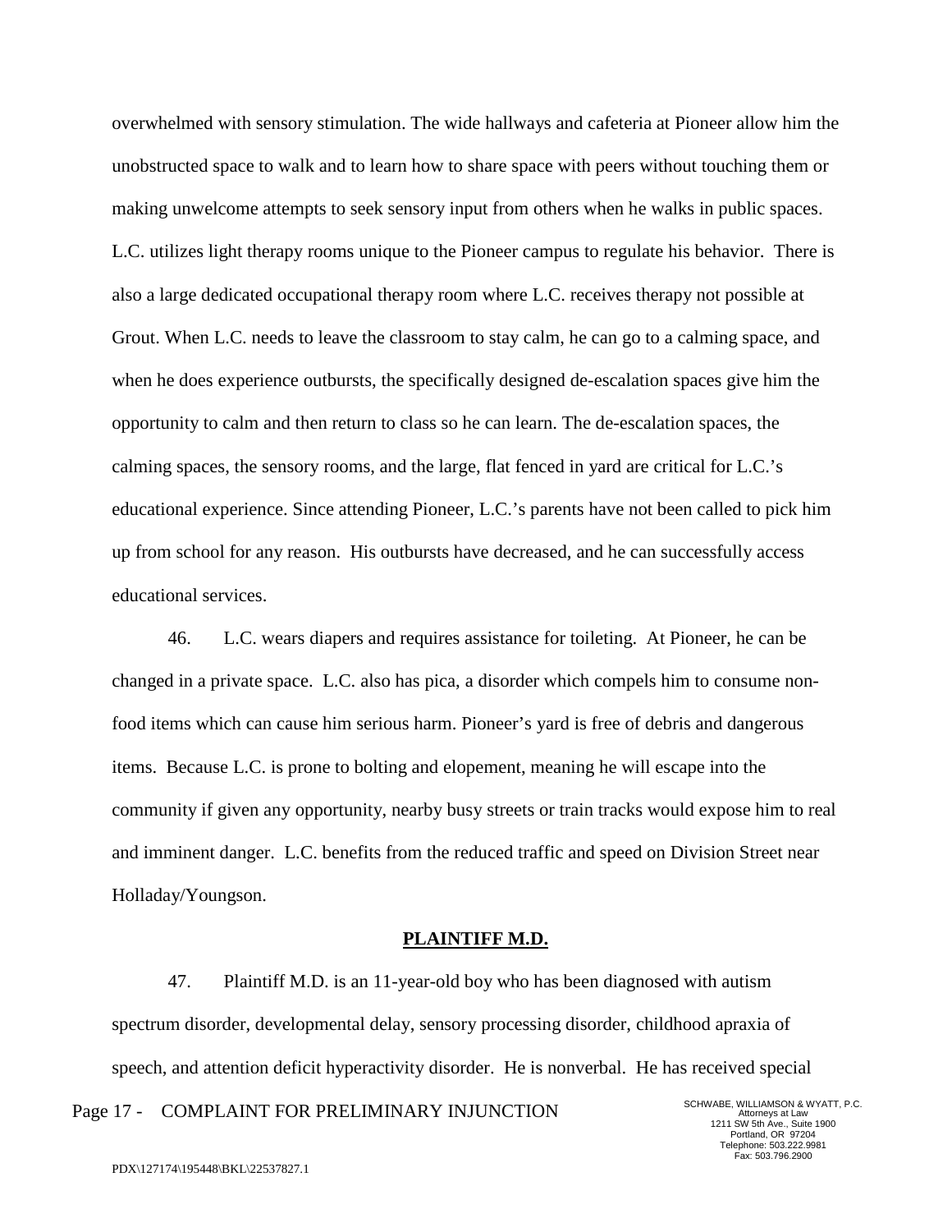overwhelmed with sensory stimulation. The wide hallways and cafeteria at Pioneer allow him the unobstructed space to walk and to learn how to share space with peers without touching them or making unwelcome attempts to seek sensory input from others when he walks in public spaces. L.C. utilizes light therapy rooms unique to the Pioneer campus to regulate his behavior. There is also a large dedicated occupational therapy room where L.C. receives therapy not possible at Grout. When L.C. needs to leave the classroom to stay calm, he can go to a calming space, and when he does experience outbursts, the specifically designed de-escalation spaces give him the opportunity to calm and then return to class so he can learn. The de-escalation spaces, the calming spaces, the sensory rooms, and the large, flat fenced in yard are critical for L.C.'s educational experience. Since attending Pioneer, L.C.'s parents have not been called to pick him up from school for any reason. His outbursts have decreased, and he can successfully access educational services.

46. L.C. wears diapers and requires assistance for toileting. At Pioneer, he can be changed in a private space. L.C. also has pica, a disorder which compels him to consume non-food items which can cause him serious harm. Pioneer's yard is free of debris and dangerous items. Because L.C. is prone to bolting and elopement, meaning he will escape into the community if given any opportunity, nearby busy streets or train tracks would expose him to real and imminent danger. L.C. benefits from the reduced traffic and speed on Division Street near Holladay/Youngson.

## PLAINTIFF M.D.

47. Plaintiff M.D. is an 11-year-old boy who has been diagnosed with autism spectrum disorder, developmental delay, sensory processing disorder, childhood apraxia of speech, and attention deficit hyperactivity disorder. He is nonverbal. He has received special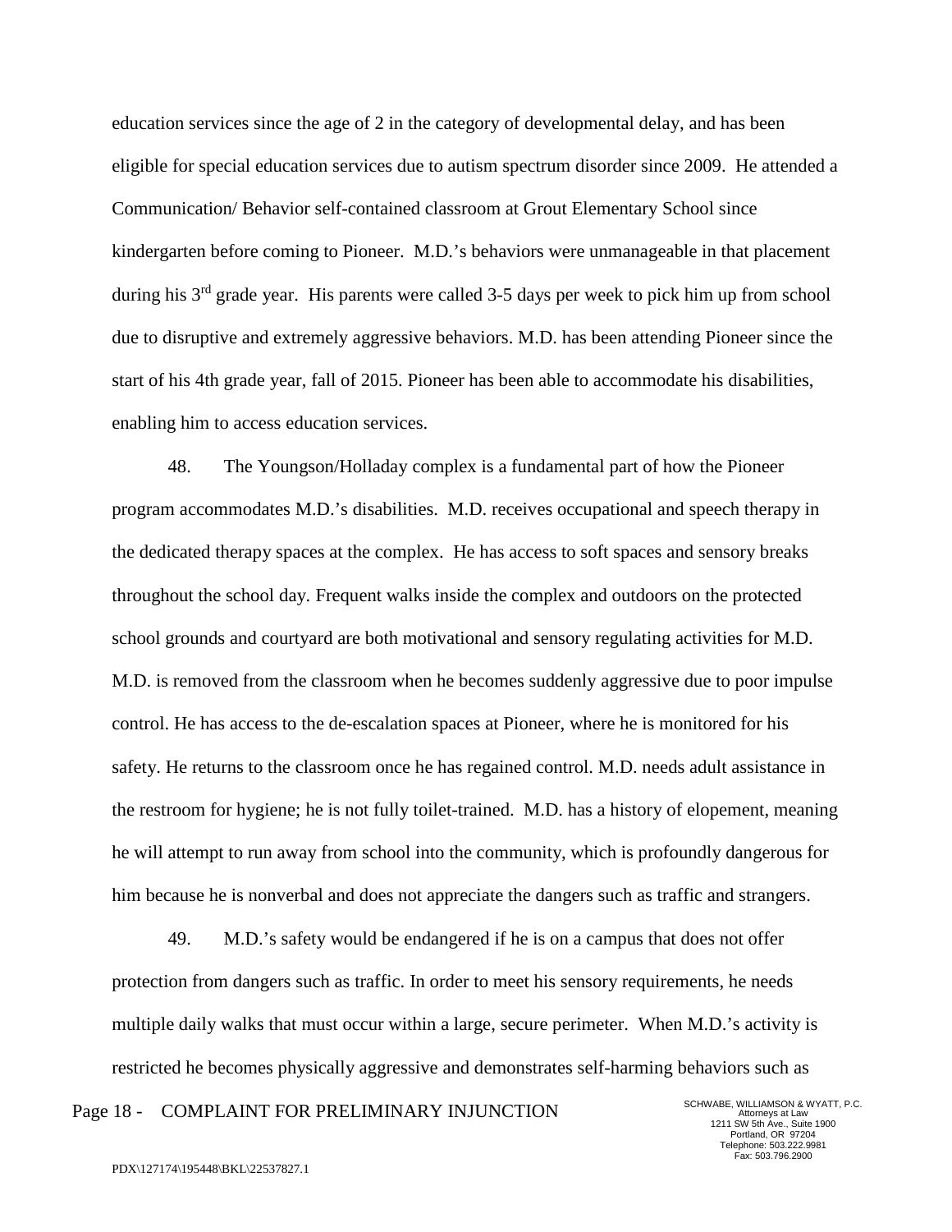education services since the age of 2 in the category of developmental delay, and has been eligible for special education services due to autism spectrum disorder since 2009. He attended a Communication/ Behavior self-contained classroom at Grout Elementary School since kindergarten before coming to Pioneer. M.D.'s behaviors were unmanageable in that placement during his 3rd grade year. His parents were called 3-5 days per week to pick him up from school due to disruptive and extremely aggressive behaviors. M.D. has been attending Pioneer since the start of his 4th grade year, fall of 2015. Pioneer has been able to accommodate his disabilities, enabling him to access education services.

48. The Youngson/Holladay complex is a fundamental part of how the Pioneer program accommodates M.D.'s disabilities. M.D. receives occupational and speech therapy in the dedicated therapy spaces at the complex. He has access to soft spaces and sensory breaks throughout the school day. Frequent walks inside the complex and outdoors on the protected school grounds and courtyard are both motivational and sensory regulating activities for M.D. M.D. is removed from the classroom when he becomes suddenly aggressive due to poor impulse control. He has access to the de-escalation spaces at Pioneer, where he is monitored for his safety. He returns to the classroom once he has regained control. M.D. needs adult assistance in the restroom for hygiene; he is not fully toilet-trained. M.D. has a history of elopement, meaning he will attempt to run away from school into the community, which is profoundly dangerous for him because he is nonverbal and does not appreciate the dangers such as traffic and strangers.

49. M.D.'s safety would be endangered if he is on a campus that does not offer protection from dangers such as traffic. In order to meet his sensory requirements, he needs multiple daily walks that must occur within a large, secure perimeter. When M.D.'s activity is restricted he becomes physically aggressive and demonstrates self-harming behaviors such as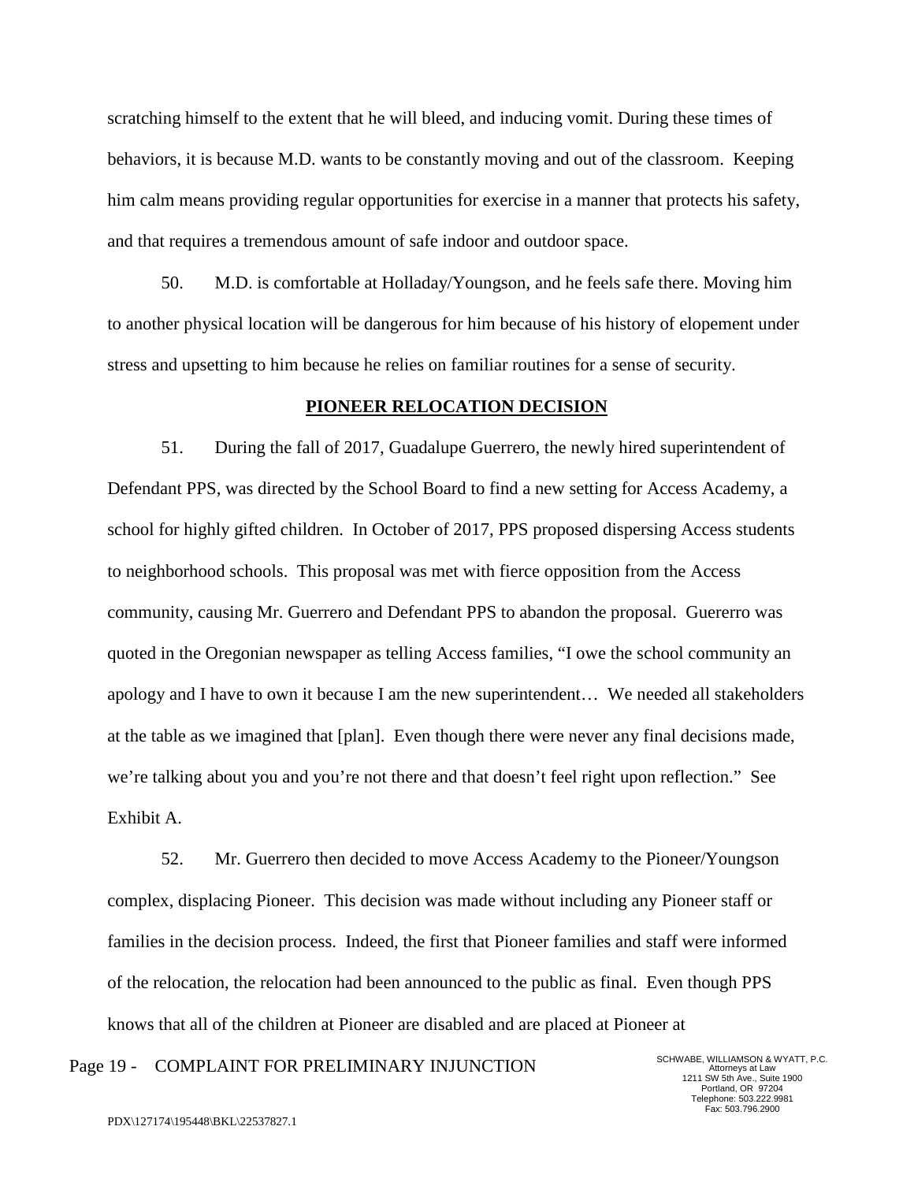scratching himself to the extent that he will bleed, and inducing vomit. During these times of behaviors, it is because M.D. wants to be constantly moving and out of the classroom. Keeping him calm means providing regular opportunities for exercise in a manner that protects his safety, and that requires a tremendous amount of safe indoor and outdoor space.

50. M.D. is comfortable at Holladay/Youngson, and he feels safe there. Moving him to another physical location will be dangerous for him because of his history of elopement under stress and upsetting to him because he relies on familiar routines for a sense of security.

**PIONEER RELOCATION DECISION**

51. During the fall of 2017, Guadalupe Guerrero, the newly hired superintendent of Defendant PPS, was directed by the School Board to find a new setting for Access Academy, a school for highly gifted children. In October of 2017, PPS proposed dispersing Access students to neighborhood schools. This proposal was met with fierce opposition from the Access community, causing Mr. Guerrero and Defendant PPS to abandon the proposal. Guererro was quoted in the Oregonian newspaper as telling Access families, "I owe the school community an apology and I have to own it because I am the new superintendent… We needed all stakeholders at the table as we imagined that [plan]. Even though there were never any final decisions made, we're talking about you and you're not there and that doesn't feel right upon reflection." See Exhibit A.

52. Mr. Guerrero then decided to move Access Academy to the Pioneer/Youngson complex, displacing Pioneer. This decision was made without including any Pioneer staff or families in the decision process. Indeed, the first that Pioneer families and staff were informed of the relocation, the relocation had been announced to the public as final. Even though PPS knows that all of the children at Pioneer are disabled and are placed at Pioneer at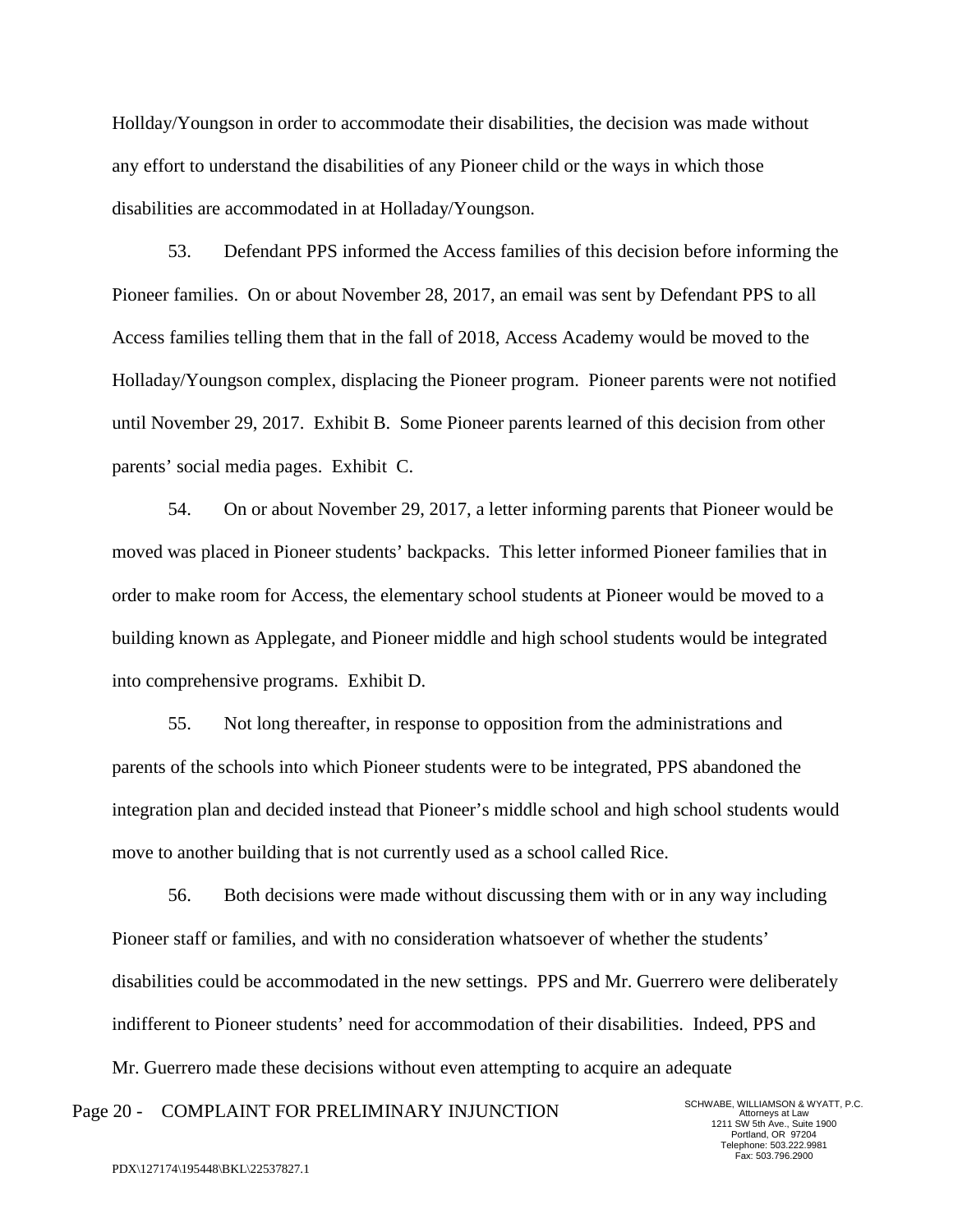Hollday/Youngson in order to accommodate their disabilities, the decision was made without any effort to understand the disabilities of any Pioneer child or the ways in which those disabilities are accommodated in at Holladay/Youngson.

53. Defendant PPS informed the Access families of this decision before informing the Pioneer families. On or about November 28, 2017, an email was sent by Defendant PPS to all Access families telling them that in the fall of 2018, Access Academy would be moved to the Holladay/Youngson complex, displacing the Pioneer program. Pioneer parents were not notified until November 29, 2017. Exhibit B. Some Pioneer parents learned of this decision from other parents' social media pages. Exhibit C.

54. On or about November 29, 2017, a letter informing parents that Pioneer would be moved was placed in Pioneer students' backpacks. This letter informed Pioneer families that in order to make room for Access, the elementary school students at Pioneer would be moved to a building known as Applegate, and Pioneer middle and high school students would be integrated into comprehensive programs. Exhibit D.

55. Not long thereafter, in response to opposition from the administrations and parents of the schools into which Pioneer students were to be integrated, PPS abandoned the integration plan and decided instead that Pioneer's middle school and high school students would move to another building that is not currently used as a school called Rice.

56. Both decisions were made without discussing them with or in any way including Pioneer staff or families, and with no consideration whatsoever of whether the students' disabilities could be accommodated in the new settings. PPS and Mr. Guerrero were deliberately indifferent to Pioneer students' need for accommodation of their disabilities. Indeed, PPS and Mr. Guerrero made these decisions without even attempting to acquire an adequate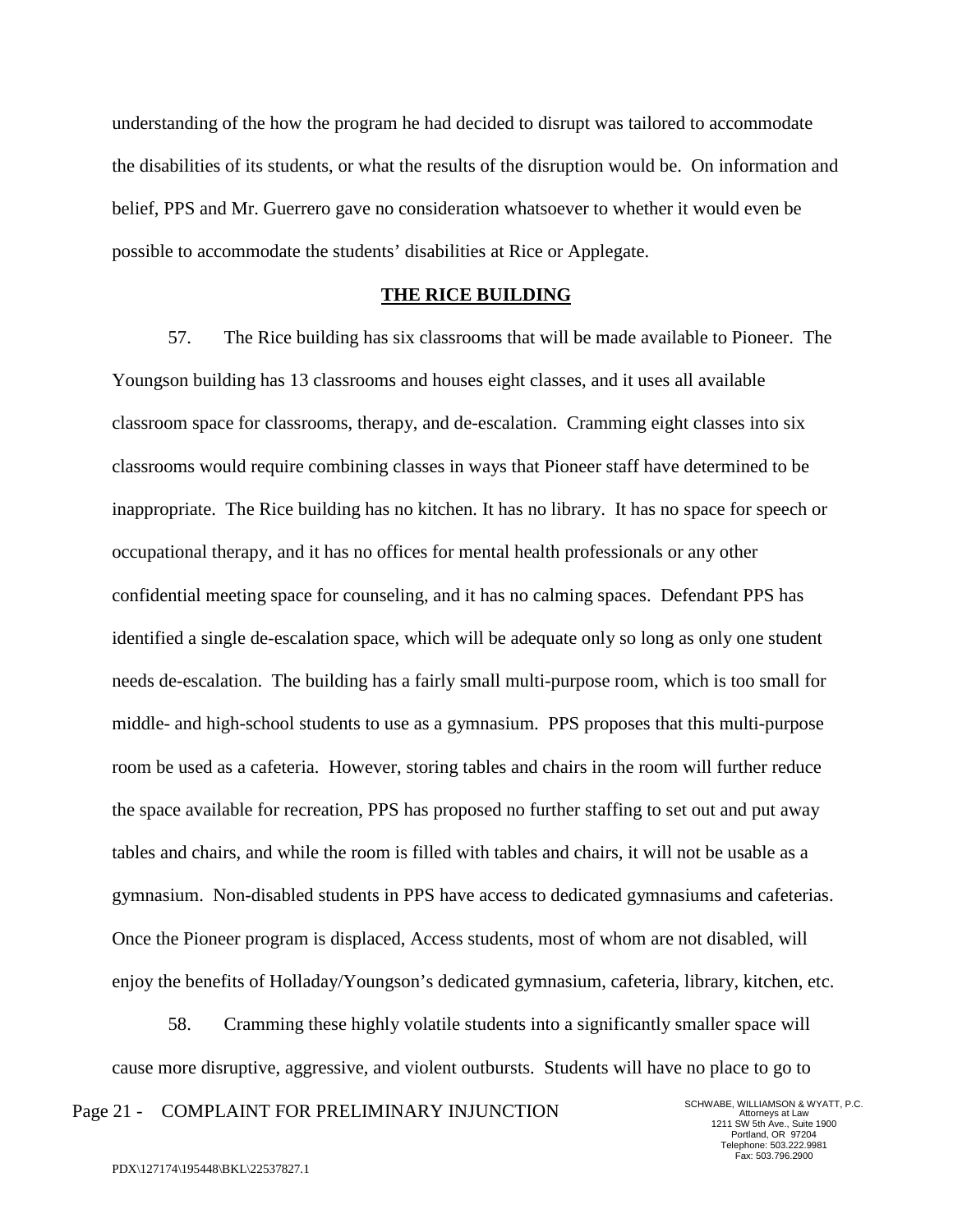understanding of the how the program he had decided to disrupt was tailored to accommodate the disabilities of its students, or what the results of the disruption would be. On information and belief, PPS and Mr. Guerrero gave no consideration whatsoever to whether it would even be possible to accommodate the students' disabilities at Rice or Applegate.

## THE RICE BUILDING

57. The Rice building has six classrooms that will be made available to Pioneer. The Youngson building has 13 classrooms and houses eight classes, and it uses all available classroom space for classrooms, therapy, and de-escalation. Cramming eight classes into six classrooms would require combining classes in ways that Pioneer staff have determined to be inappropriate. The Rice building has no kitchen. It has no library. It has no space for speech or occupational therapy, and it has no offices for mental health professionals or any other confidential meeting space for counseling, and it has no calming spaces. Defendant PPS has identified a single de-escalation space, which will be adequate only so long as only one student needs de-escalation. The building has a fairly small multi-purpose room, which is too small for middle- and high-school students to use as a gymnasium. PPS proposes that this multi-purpose room be used as a cafeteria. However, storing tables and chairs in the room will further reduce the space available for recreation, PPS has proposed no further staffing to set out and put away tables and chairs, and while the room is filled with tables and chairs, it will not be usable as a gymnasium. Non-disabled students in PPS have access to dedicated gymnasiums and cafeterias. Once the Pioneer program is displaced, Access students, most of whom are not disabled, will enjoy the benefits of Holladay/Youngson's dedicated gymnasium, cafeteria, library, kitchen, etc.

58. Cramming these highly volatile students into a significantly smaller space will cause more disruptive, aggressive, and violent outbursts. Students will have no place to go to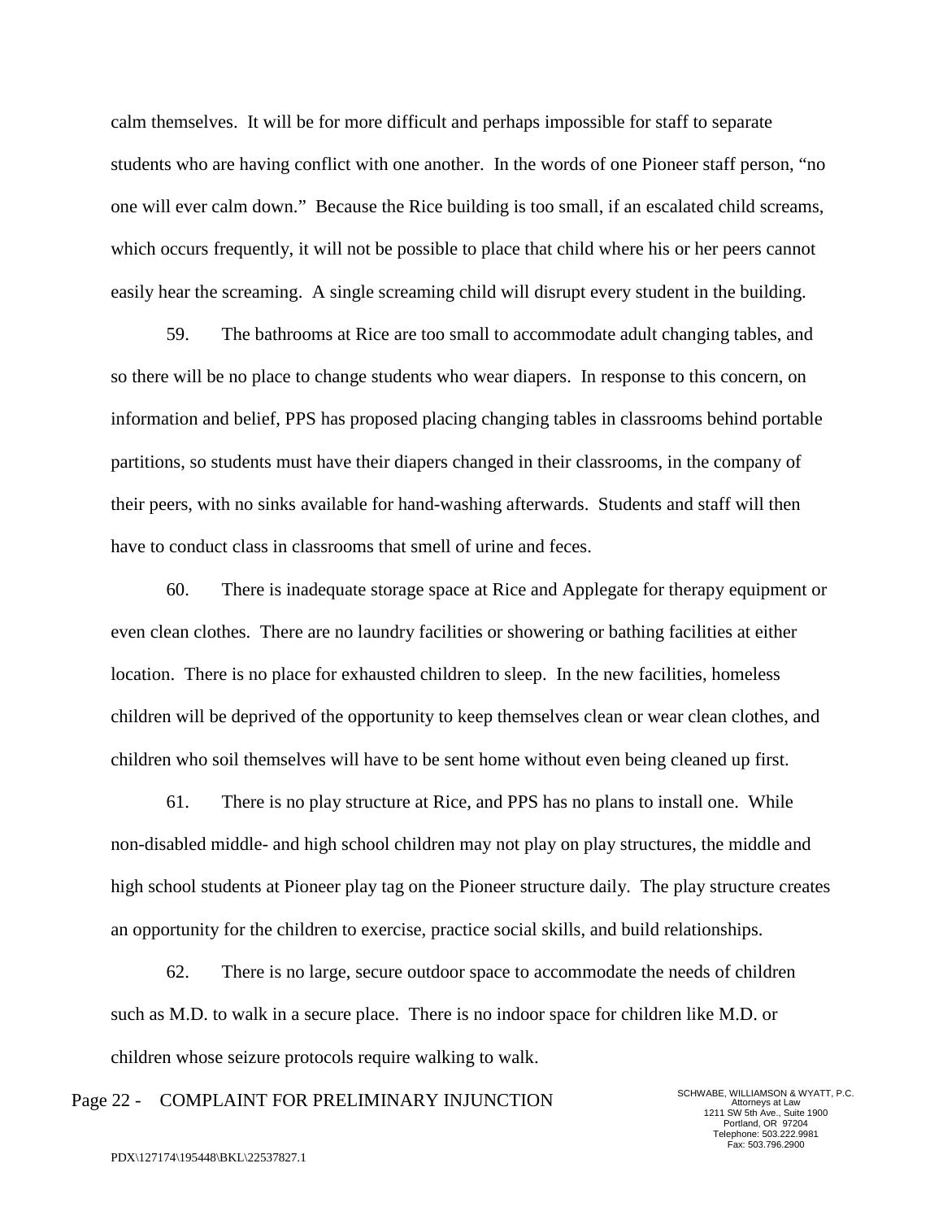calm themselves. It will be for more difficult and perhaps impossible for staff to separate students who are having conflict with one another. In the words of one Pioneer staff person, "no one will ever calm down." Because the Rice building is too small, if an escalated child screams, which occurs frequently, it will not be possible to place that child where his or her peers cannot easily hear the screaming. A single screaming child will disrupt every student in the building.

59. The bathrooms at Rice are too small to accommodate adult changing tables, and so there will be no place to change students who wear diapers. In response to this concern, on information and belief, PPS has proposed placing changing tables in classrooms behind portable partitions, so students must have their diapers changed in their classrooms, in the company of their peers, with no sinks available for hand-washing afterwards. Students and staff will then have to conduct class in classrooms that smell of urine and feces.

60. There is inadequate storage space at Rice and Applegate for therapy equipment or even clean clothes. There are no laundry facilities or showering or bathing facilities at either location. There is no place for exhausted children to sleep. In the new facilities, homeless children will be deprived of the opportunity to keep themselves clean or wear clean clothes, and children who soil themselves will have to be sent home without even being cleaned up first.

61. There is no play structure at Rice, and PPS has no plans to install one. While non-disabled middle- and high school children may not play on play structures, the middle and high school students at Pioneer play tag on the Pioneer structure daily. The play structure creates an opportunity for the children to exercise, practice social skills, and build relationships.

62. There is no large, secure outdoor space to accommodate the needs of children such as M.D. to walk in a secure place. There is no indoor space for children like M.D. or children whose seizure protocols require walking to walk.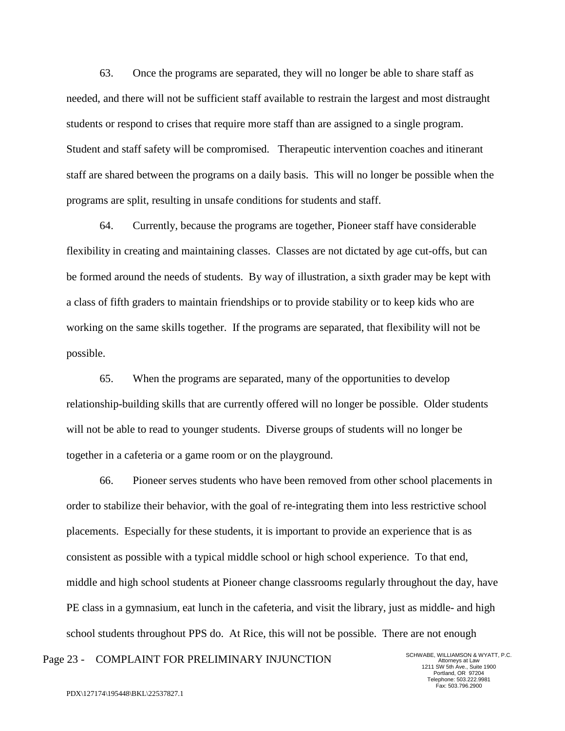63. Once the programs are separated, they will no longer be able to share staff as needed, and there will not be sufficient staff available to restrain the largest and most distraught students or respond to crises that require more staff than are assigned to a single program. Student and staff safety will be compromised. Therapeutic intervention coaches and itinerant staff are shared between the programs on a daily basis. This will no longer be possible when the programs are split, resulting in unsafe conditions for students and staff.

64. Currently, because the programs are together, Pioneer staff have considerable flexibility in creating and maintaining classes. Classes are not dictated by age cut-offs, but can be formed around the needs of students. By way of illustration, a sixth grader may be kept with a class of fifth graders to maintain friendships or to provide stability or to keep kids who are working on the same skills together. If the programs are separated, that flexibility will not be possible.

65. When the programs are separated, many of the opportunities to develop relationship-building skills that are currently offered will no longer be possible. Older students will not be able to read to younger students. Diverse groups of students will no longer be together in a cafeteria or a game room or on the playground.

66. Pioneer serves students who have been removed from other school placements in order to stabilize their behavior, with the goal of re-integrating them into less restrictive school placements. Especially for these students, it is important to provide an experience that is as consistent as possible with a typical middle school or high school experience. To that end, middle and high school students at Pioneer change classrooms regularly throughout the day, have PE class in a gymnasium, eat lunch in the cafeteria, and visit the library, just as middle- and high school students throughout PPS do. At Rice, this will not be possible. There are not enough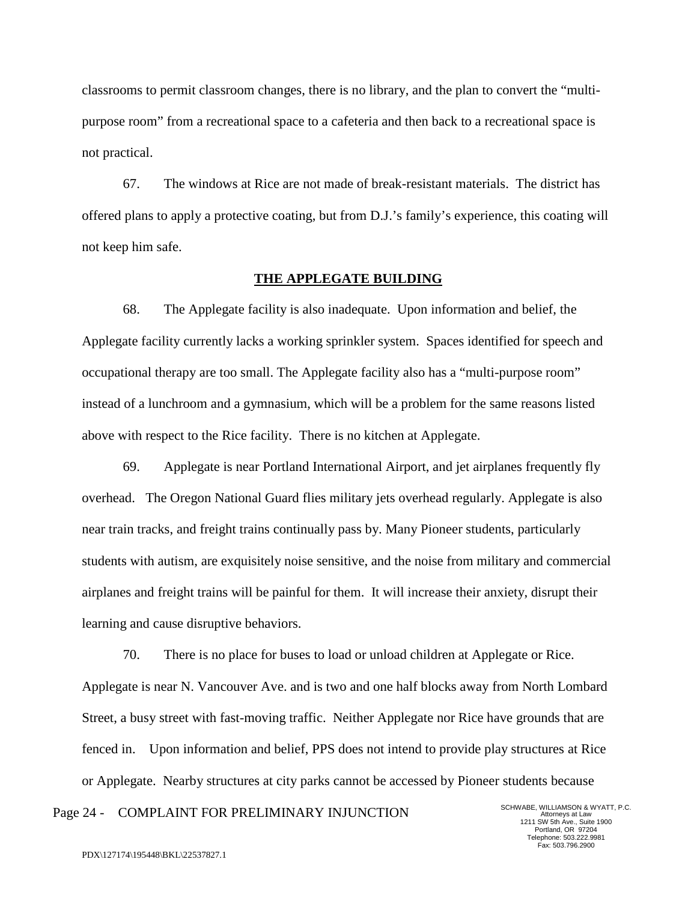classrooms to permit classroom changes, there is no library, and the plan to convert the "multi-purpose room" from a recreational space to a cafeteria and then back to a recreational space is not practical.

67. The windows at Rice are not made of break-resistant materials. The district has offered plans to apply a protective coating, but from D.J.'s family's experience, this coating will not keep him safe.

**THE APPLEGATE BUILDING**

68. The Applegate facility is also inadequate. Upon information and belief, the Applegate facility currently lacks a working sprinkler system. Spaces identified for speech and occupational therapy are too small. The Applegate facility also has a "multi-purpose room" instead of a lunchroom and a gymnasium, which will be a problem for the same reasons listed above with respect to the Rice facility. There is no kitchen at Applegate.

69. Applegate is near Portland International Airport, and jet airplanes frequently fly overhead. The Oregon National Guard flies military jets overhead regularly. Applegate is also near train tracks, and freight trains continually pass by. Many Pioneer students, particularly students with autism, are exquisitely noise sensitive, and the noise from military and commercial airplanes and freight trains will be painful for them. It will increase their anxiety, disrupt their learning and cause disruptive behaviors.

70. There is no place for buses to load or unload children at Applegate or Rice. Applegate is near N. Vancouver Ave. and is two and one half blocks away from North Lombard Street, a busy street with fast-moving traffic. Neither Applegate nor Rice have grounds that are fenced in. Upon information and belief, PPS does not intend to provide play structures at Rice or Applegate. Nearby structures at city parks cannot be accessed by Pioneer students because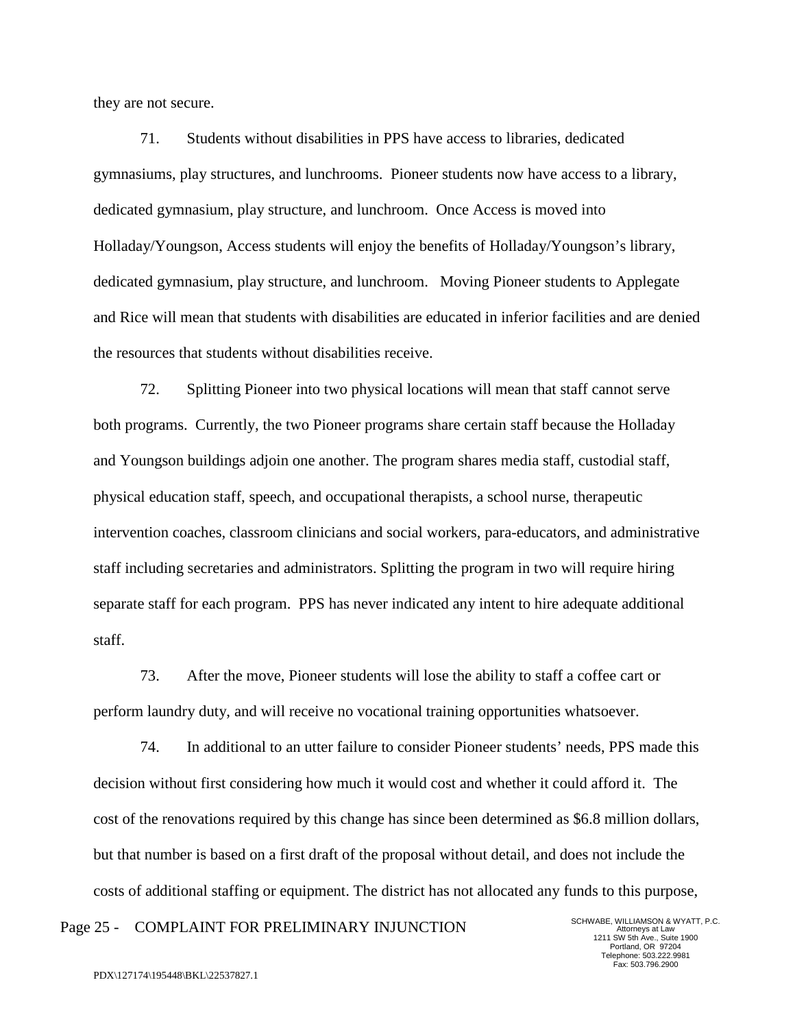they are not secure.

71. Students without disabilities in PPS have access to libraries, dedicated gymnasiums, play structures, and lunchrooms. Pioneer students now have access to a library, dedicated gymnasium, play structure, and lunchroom. Once Access is moved into Holladay/Youngson, Access students will enjoy the benefits of Holladay/Youngson's library, dedicated gymnasium, play structure, and lunchroom. Moving Pioneer students to Applegate and Rice will mean that students with disabilities are educated in inferior facilities and are denied the resources that students without disabilities receive.

72. Splitting Pioneer into two physical locations will mean that staff cannot serve both programs. Currently, the two Pioneer programs share certain staff because the Holladay and Youngson buildings adjoin one another. The program shares media staff, custodial staff, physical education staff, speech, and occupational therapists, a school nurse, therapeutic intervention coaches, classroom clinicians and social workers, para-educators, and administrative staff including secretaries and administrators. Splitting the program in two will require hiring separate staff for each program. PPS has never indicated any intent to hire adequate additional staff.

73. After the move, Pioneer students will lose the ability to staff a coffee cart or perform laundry duty, and will receive no vocational training opportunities whatsoever.

74. In additional to an utter failure to consider Pioneer students' needs, PPS made this decision without first considering how much it would cost and whether it could afford it. The cost of the renovations required by this change has since been determined as $6.8 million dollars, but that number is based on a first draft of the proposal without detail, and does not include the costs of additional staffing or equipment. The district has not allocated any funds to this purpose,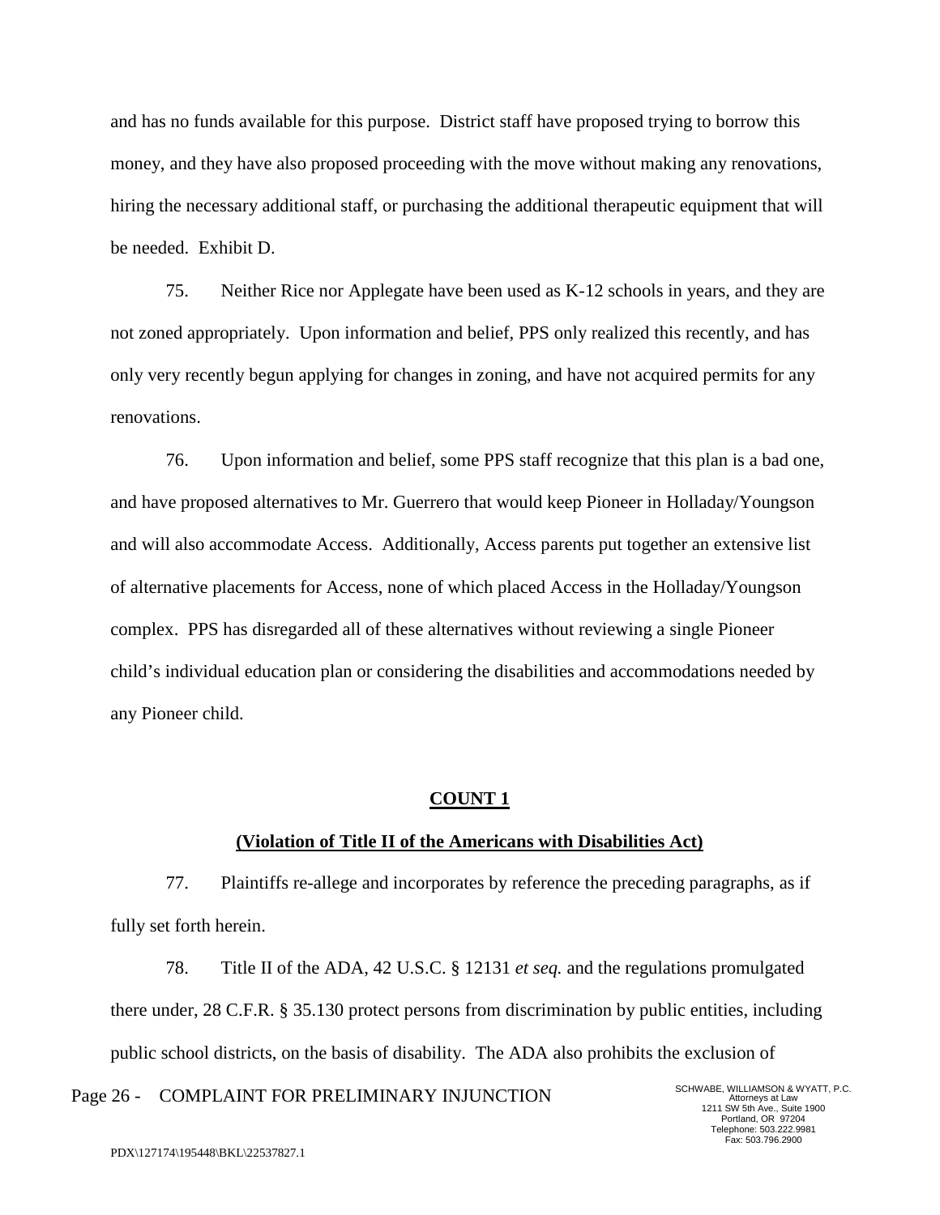and has no funds available for this purpose. District staff have proposed trying to borrow this money, and they have also proposed proceeding with the move without making any renovations, hiring the necessary additional staff, or purchasing the additional therapeutic equipment that will be needed. Exhibit D.

75. Neither Rice nor Applegate have been used as K-12 schools in years, and they are not zoned appropriately. Upon information and belief, PPS only realized this recently, and has only very recently begun applying for changes in zoning, and have not acquired permits for any renovations.

76. Upon information and belief, some PPS staff recognize that this plan is a bad one, and have proposed alternatives to Mr. Guerrero that would keep Pioneer in Holladay/Youngson and will also accommodate Access. Additionally, Access parents put together an extensive list of alternative placements for Access, none of which placed Access in the Holladay/Youngson complex. PPS has disregarded all of these alternatives without reviewing a single Pioneer child's individual education plan or considering the disabilities and accommodations needed by any Pioneer child.

**COUNT 1**

**(Violation of Title II of the Americans with Disabilities Act)**

77. Plaintiffs re-allege and incorporates by reference the preceding paragraphs, as if fully set forth herein.

78. Title II of the ADA, 42 U.S.C. § 12131 *et seq.* and the regulations promulgated there under, 28 C.F.R. § 35.130 protect persons from discrimination by public entities, including public school districts, on the basis of disability. The ADA also prohibits the exclusion of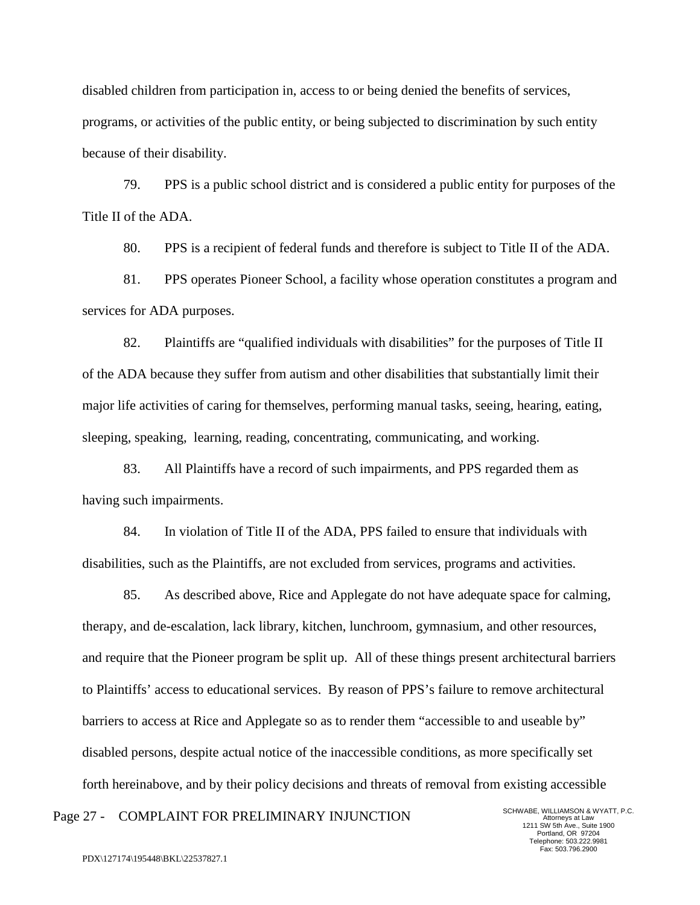disabled children from participation in, access to or being denied the benefits of services, programs, or activities of the public entity, or being subjected to discrimination by such entity because of their disability.

79. PPS is a public school district and is considered a public entity for purposes of the Title II of the ADA.

80. PPS is a recipient of federal funds and therefore is subject to Title II of the ADA.

81. PPS operates Pioneer School, a facility whose operation constitutes a program and services for ADA purposes.

82. Plaintiffs are "qualified individuals with disabilities" for the purposes of Title II of the ADA because they suffer from autism and other disabilities that substantially limit their major life activities of caring for themselves, performing manual tasks, seeing, hearing, eating, sleeping, speaking, learning, reading, concentrating, communicating, and working.

83. All Plaintiffs have a record of such impairments, and PPS regarded them as having such impairments.

84. In violation of Title II of the ADA, PPS failed to ensure that individuals with disabilities, such as the Plaintiffs, are not excluded from services, programs and activities.

85. As described above, Rice and Applegate do not have adequate space for calming, therapy, and de-escalation, lack library, kitchen, lunchroom, gymnasium, and other resources, and require that the Pioneer program be split up. All of these things present architectural barriers to Plaintiffs' access to educational services. By reason of PPS's failure to remove architectural barriers to access at Rice and Applegate so as to render them "accessible to and useable by" disabled persons, despite actual notice of the inaccessible conditions, as more specifically set forth hereinabove, and by their policy decisions and threats of removal from existing accessible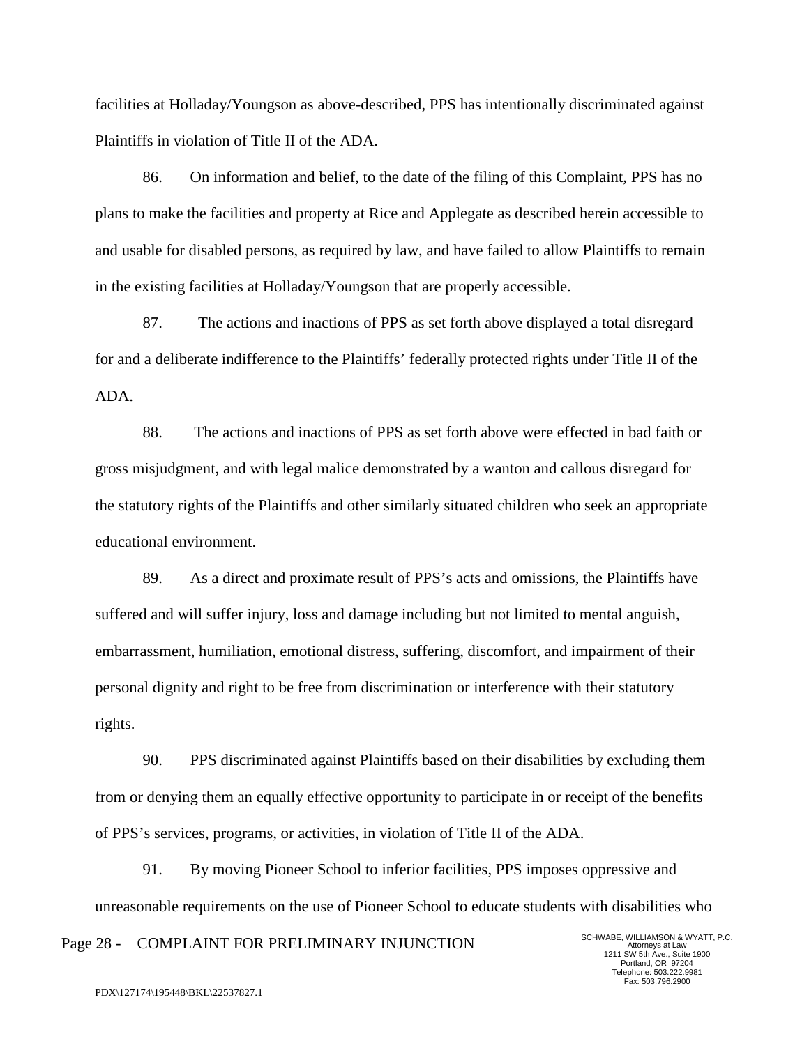facilities at Holladay/Youngson as above-described, PPS has intentionally discriminated against Plaintiffs in violation of Title II of the ADA.

86. On information and belief, to the date of the filing of this Complaint, PPS has no plans to make the facilities and property at Rice and Applegate as described herein accessible to and usable for disabled persons, as required by law, and have failed to allow Plaintiffs to remain in the existing facilities at Holladay/Youngson that are properly accessible.

87. The actions and inactions of PPS as set forth above displayed a total disregard for and a deliberate indifference to the Plaintiffs' federally protected rights under Title II of the ADA.

88. The actions and inactions of PPS as set forth above were effected in bad faith or gross misjudgment, and with legal malice demonstrated by a wanton and callous disregard for the statutory rights of the Plaintiffs and other similarly situated children who seek an appropriate educational environment.

89. As a direct and proximate result of PPS's acts and omissions, the Plaintiffs have suffered and will suffer injury, loss and damage including but not limited to mental anguish, embarrassment, humiliation, emotional distress, suffering, discomfort, and impairment of their personal dignity and right to be free from discrimination or interference with their statutory rights.

90. PPS discriminated against Plaintiffs based on their disabilities by excluding them from or denying them an equally effective opportunity to participate in or receipt of the benefits of PPS's services, programs, or activities, in violation of Title II of the ADA.

91. By moving Pioneer School to inferior facilities, PPS imposes oppressive and unreasonable requirements on the use of Pioneer School to educate students with disabilities who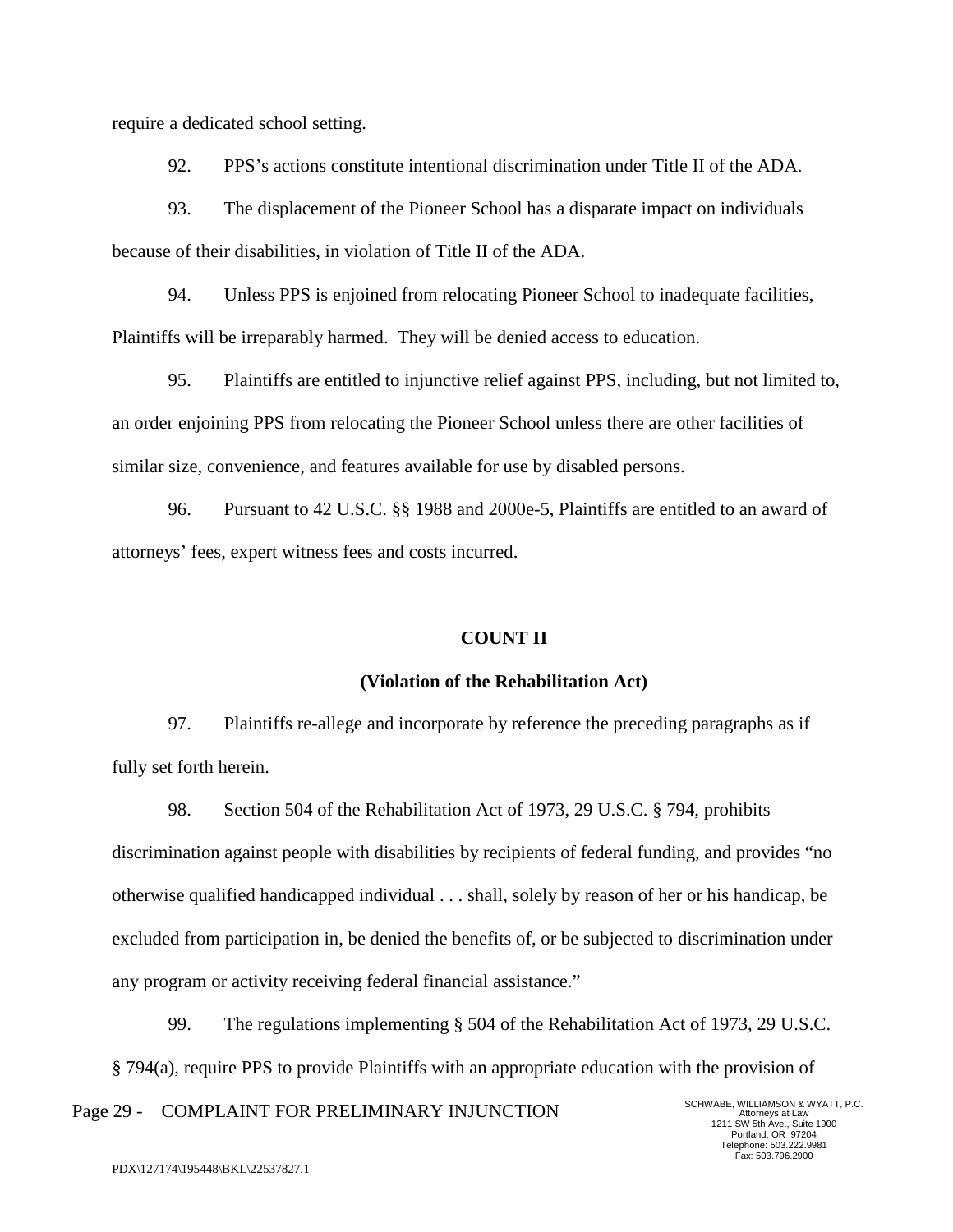require a dedicated school setting.

92. PPS's actions constitute intentional discrimination under Title II of the ADA.

93. The displacement of the Pioneer School has a disparate impact on individuals because of their disabilities, in violation of Title II of the ADA.

94. Unless PPS is enjoined from relocating Pioneer School to inadequate facilities, Plaintiffs will be irreparably harmed. They will be denied access to education.

95. Plaintiffs are entitled to injunctive relief against PPS, including, but not limited to, an order enjoining PPS from relocating the Pioneer School unless there are other facilities of similar size, convenience, and features available for use by disabled persons.

96. Pursuant to 42 U.S.C. §§ 1988 and 2000e-5, Plaintiffs are entitled to an award of attorneys' fees, expert witness fees and costs incurred.

**COUNT II**

**(Violation of the Rehabilitation Act)**

97. Plaintiffs re-allege and incorporate by reference the preceding paragraphs as if fully set forth herein.

98. Section 504 of the Rehabilitation Act of 1973, 29 U.S.C. § 794, prohibits discrimination against people with disabilities by recipients of federal funding, and provides "no otherwise qualified handicapped individual . . . shall, solely by reason of her or his handicap, be excluded from participation in, be denied the benefits of, or be subjected to discrimination under any program or activity receiving federal financial assistance."

99. The regulations implementing § 504 of the Rehabilitation Act of 1973, 29 U.S.C. § 794(a), require PPS to provide Plaintiffs with an appropriate education with the provision of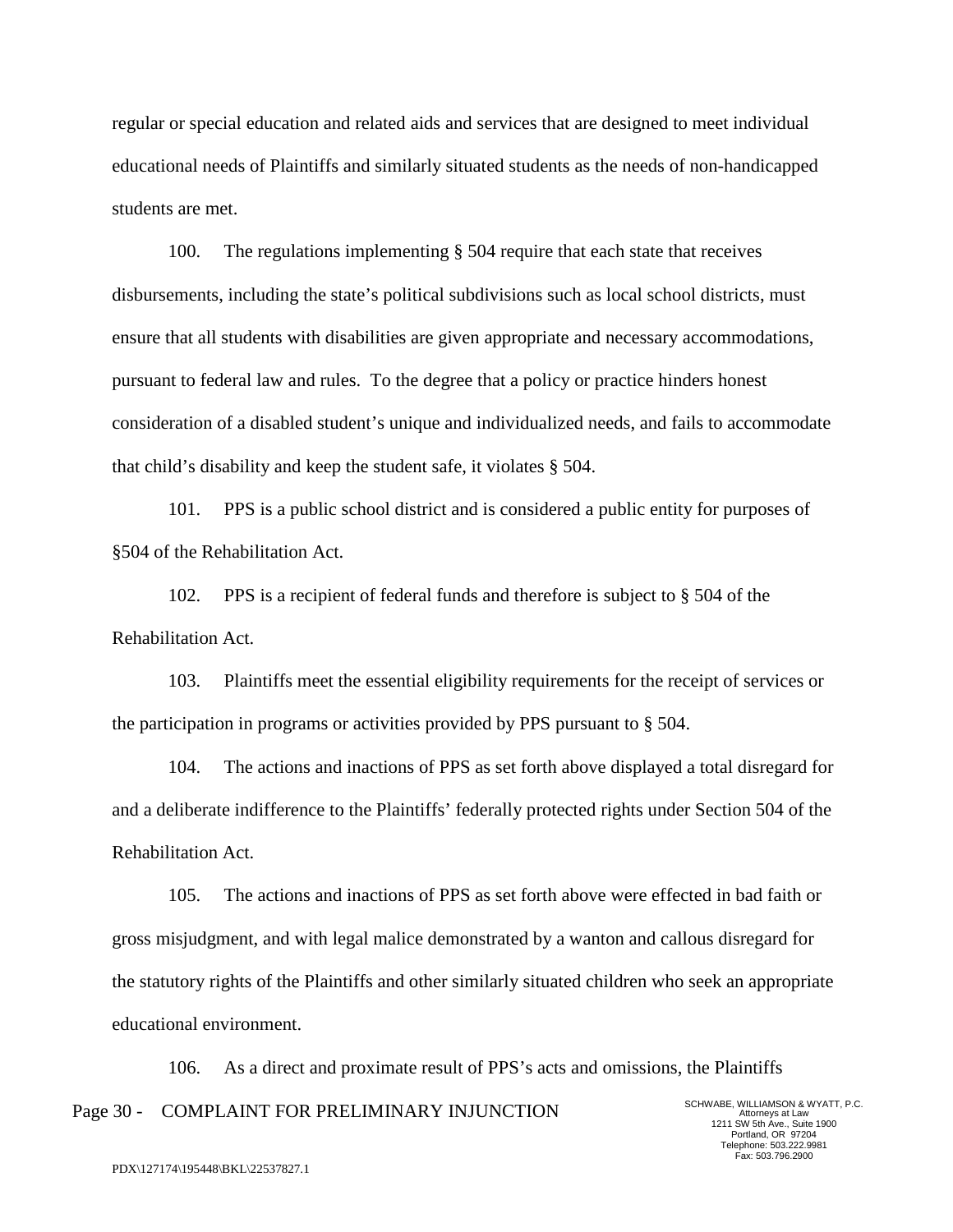regular or special education and related aids and services that are designed to meet individual educational needs of Plaintiffs and similarly situated students as the needs of non-handicapped students are met.

100. The regulations implementing § 504 require that each state that receives disbursements, including the state's political subdivisions such as local school districts, must ensure that all students with disabilities are given appropriate and necessary accommodations, pursuant to federal law and rules. To the degree that a policy or practice hinders honest consideration of a disabled student's unique and individualized needs, and fails to accommodate that child's disability and keep the student safe, it violates § 504.

101. PPS is a public school district and is considered a public entity for purposes of §504 of the Rehabilitation Act.

102. PPS is a recipient of federal funds and therefore is subject to § 504 of the Rehabilitation Act.

103. Plaintiffs meet the essential eligibility requirements for the receipt of services or the participation in programs or activities provided by PPS pursuant to § 504.

104. The actions and inactions of PPS as set forth above displayed a total disregard for and a deliberate indifference to the Plaintiffs' federally protected rights under Section 504 of the Rehabilitation Act.

105. The actions and inactions of PPS as set forth above were effected in bad faith or gross misjudgment, and with legal malice demonstrated by a wanton and callous disregard for the statutory rights of the Plaintiffs and other similarly situated children who seek an appropriate educational environment.

106. As a direct and proximate result of PPS's acts and omissions, the Plaintiffs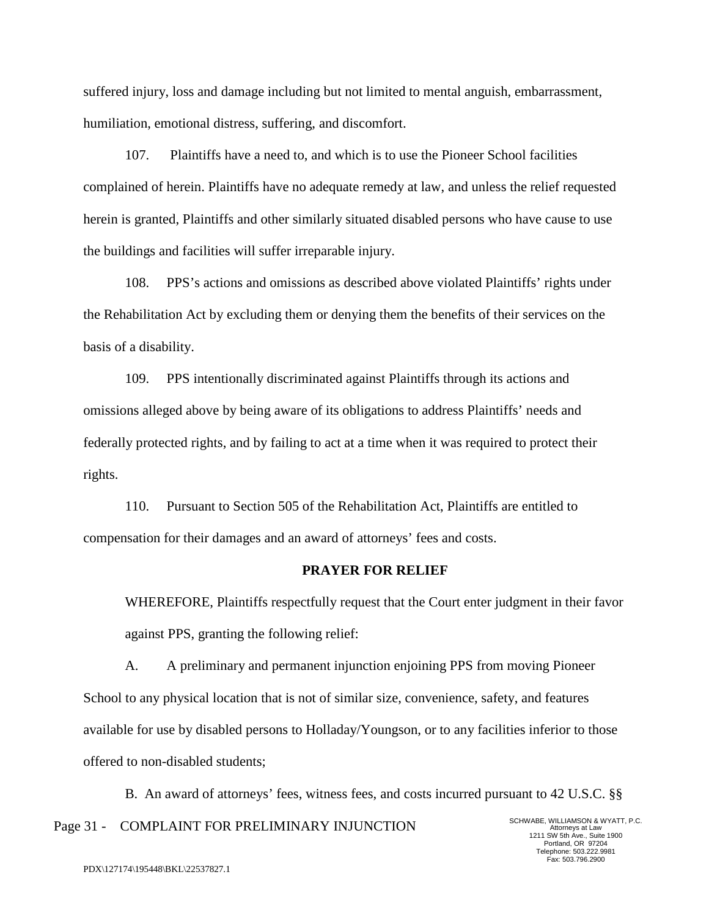suffered injury, loss and damage including but not limited to mental anguish, embarrassment, humiliation, emotional distress, suffering, and discomfort.

107. Plaintiffs have a need to, and which is to use the Pioneer School facilities complained of herein. Plaintiffs have no adequate remedy at law, and unless the relief requested herein is granted, Plaintiffs and other similarly situated disabled persons who have cause to use the buildings and facilities will suffer irreparable injury.

108. PPS's actions and omissions as described above violated Plaintiffs' rights under the Rehabilitation Act by excluding them or denying them the benefits of their services on the basis of a disability.

109. PPS intentionally discriminated against Plaintiffs through its actions and omissions alleged above by being aware of its obligations to address Plaintiffs' needs and federally protected rights, and by failing to act at a time when it was required to protect their rights.

110. Pursuant to Section 505 of the Rehabilitation Act, Plaintiffs are entitled to compensation for their damages and an award of attorneys' fees and costs.

**PRAYER FOR RELIEF**

WHEREFORE, Plaintiffs respectfully request that the Court enter judgment in their favor against PPS, granting the following relief:

A. A preliminary and permanent injunction enjoining PPS from moving Pioneer School to any physical location that is not of similar size, convenience, safety, and features available for use by disabled persons to Holladay/Youngson, or to any facilities inferior to those offered to non-disabled students;

B. An award of attorneys' fees, witness fees, and costs incurred pursuant to 42 U.S.C. §§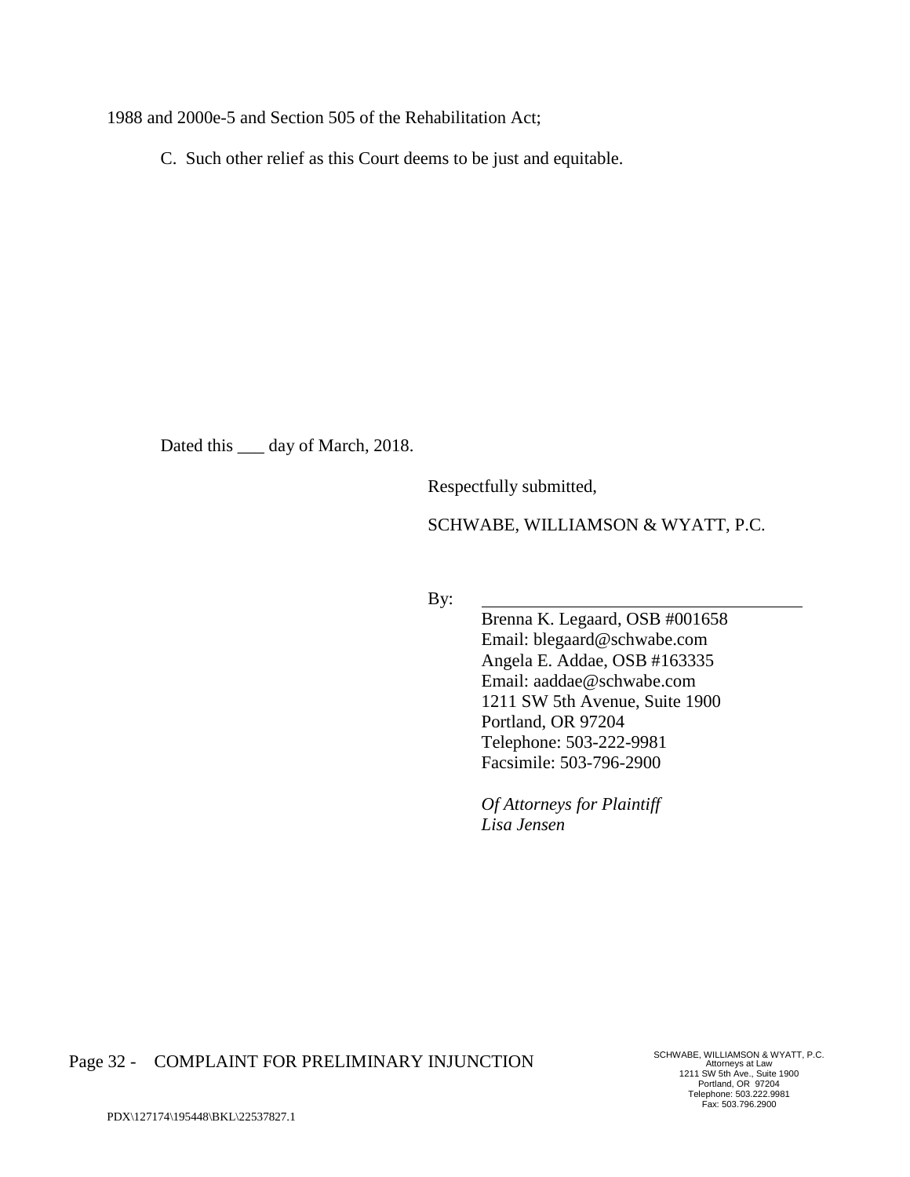1988 and 2000e-5 and Section 505 of the Rehabilitation Act;

C. Such other relief as this Court deems to be just and equitable.

Dated this ___ day of March, 2018.

Respectfully submitted,

SCHWABE, WILLIAMSON & WYATT, P.C.

By: ______________________________

Brenna K. Legaard, OSB #001658
Email: blegaard@schwabe.com
Angela E. Addae, OSB #163335
Email: aaddae@schwabe.com
1211 SW 5th Avenue, Suite 1900
Portland, OR 97204
Telephone: 503-222-9981
Facsimile: 503-796-2900

*Of Attorneys for Plaintiff*
*Lisa Jensen*